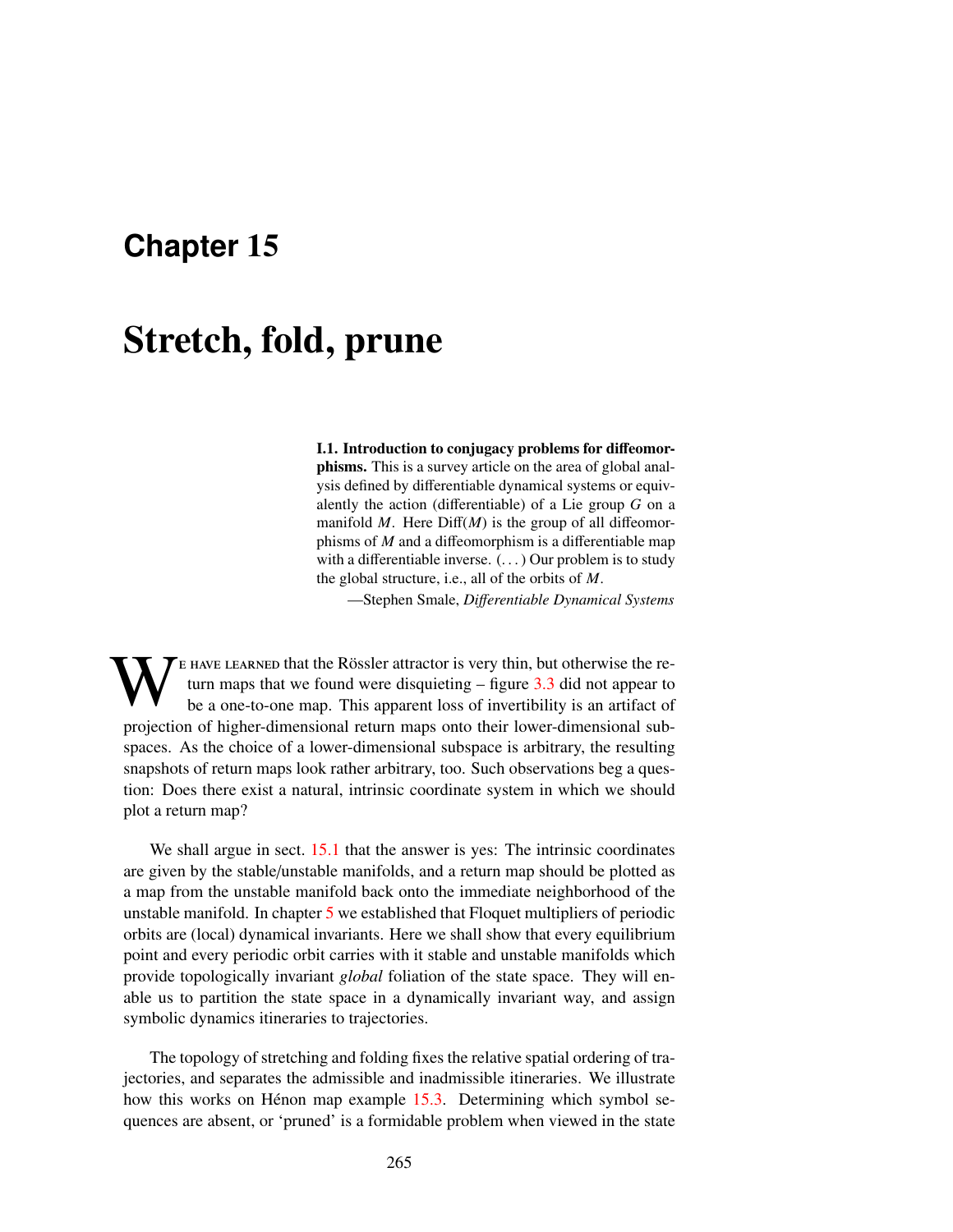# Chapter 15

# Stretch, fold, prune

> **I.1. Introduction to conjugacy problems for diffeomorphisms.** This is a survey article on the area of global analysis defined by differentiable dynamical systems or equivalently the action (differentiable) of a Lie group $G$ on a manifold $M$. Here Diff($M$) is the group of all diffeomorphisms of $M$ and a diffeomorphism is a differentiable map with a differentiable inverse. (. . . ) Our problem is to study the global structure, i.e., all of the orbits of $M$.
>
> —Stephen Smale, *Differentiable Dynamical Systems*

We have learned that the Rössler attractor is very thin, but otherwise the return maps that we found were disquieting – figure 3.3 did not appear to be a one-to-one map. This apparent loss of invertibility is an artifact of projection of higher-dimensional return maps onto their lower-dimensional subspaces. As the choice of a lower-dimensional subspace is arbitrary, the resulting snapshots of return maps look rather arbitrary, too. Such observations beg a question: Does there exist a natural, intrinsic coordinate system in which we should plot a return map?

We shall argue in sect. 15.1 that the answer is yes: The intrinsic coordinates are given by the stable/unstable manifolds, and a return map should be plotted as a map from the unstable manifold back onto the immediate neighborhood of the unstable manifold. In chapter 5 we established that Floquet multipliers of periodic orbits are (local) dynamical invariants. Here we shall show that every equilibrium point and every periodic orbit carries with it stable and unstable manifolds which provide topologically invariant *global* foliation of the state space. They will enable us to partition the state space in a dynamically invariant way, and assign symbolic dynamics itineraries to trajectories.

The topology of stretching and folding fixes the relative spatial ordering of trajectories, and separates the admissible and inadmissible itineraries. We illustrate how this works on Hénon map example 15.3. Determining which symbol sequences are absent, or 'pruned' is a formidable problem when viewed in the state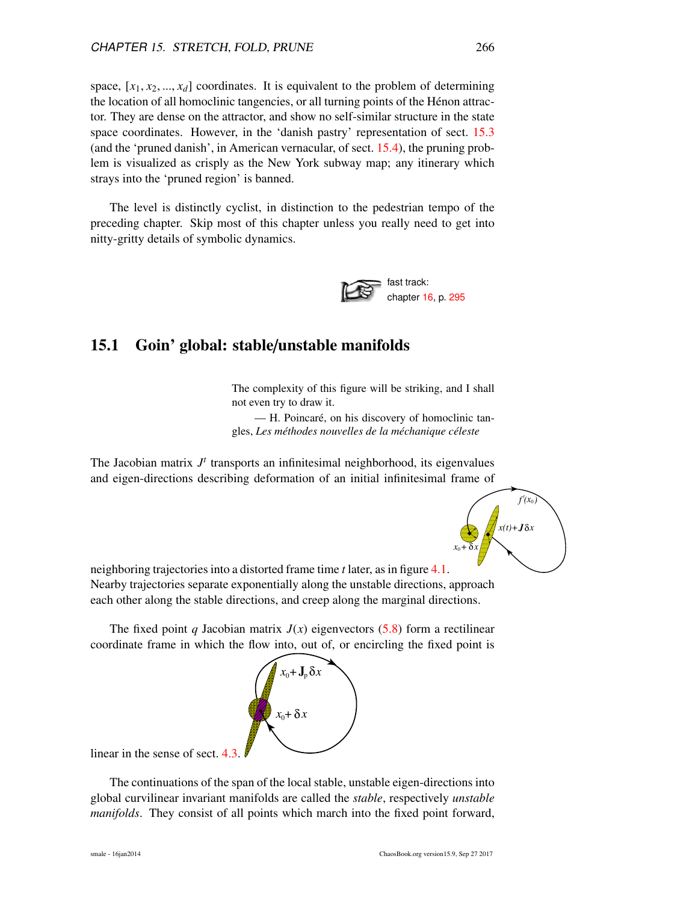space, $[x_1, x_2, ..., x_d]$ coordinates. It is equivalent to the problem of determining the location of all homoclinic tangencies, or all turning points of the Hénon attractor. They are dense on the attractor, and show no self-similar structure in the state space coordinates. However, in the 'danish pastry' representation of sect. 15.3 (and the 'pruned danish', in American vernacular, of sect. 15.4), the pruning problem is visualized as crisply as the New York subway map; any itinerary which strays into the 'pruned region' is banned.

The level is distinctly cyclist, in distinction to the pedestrian tempo of the preceding chapter. Skip most of this chapter unless you really need to get into nitty-gritty details of symbolic dynamics.

fast track:
chapter 16, p. 295

## 15.1 Goin' global: stable/unstable manifolds

> The complexity of this figure will be striking, and I shall not even try to draw it.
>
> — H. Poincaré, on his discovery of homoclinic tangles, *Les méthodes nouvelles de la méchanique céleste*

The Jacobian matrix $J^t$ transports an infinitesimal neighborhood, its eigenvalues and eigen-directions describing deformation of an initial infinitesimal frame of neighboring trajectories into a distorted frame time $t$ later, as in figure 4.1. Nearby trajectories separate exponentially along the unstable directions, approach each other along the stable directions, and creep along the marginal directions.

The fixed point $q$ Jacobian matrix $J(x)$ eigenvectors (5.8) form a rectilinear coordinate frame in which the flow into, out of, or encircling the fixed point is linear in the sense of sect. 4.3.

The continuations of the span of the local stable, unstable eigen-directions into global curvilinear invariant manifolds are called the *stable*, respectively *unstable manifolds*. They consist of all points which march into the fixed point forward,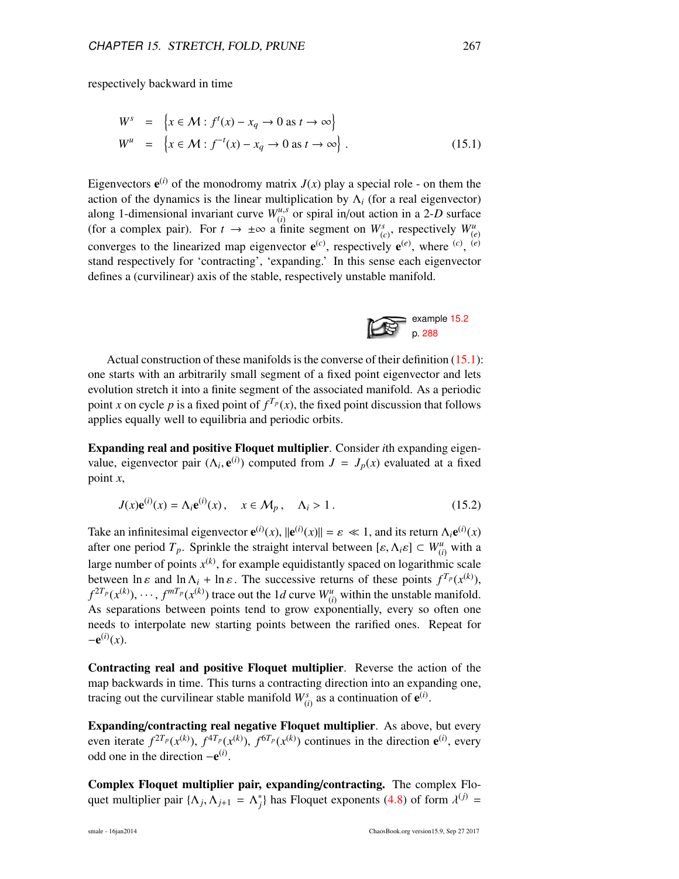respectively backward in time

$$
\begin{aligned}
W^s &= \left\{ x \in \mathcal{M} : f^t(x) - x_q \to 0 \text{ as } t \to \infty \right\} \\
W^u &= \left\{ x \in \mathcal{M} : f^{-t}(x) - x_q \to 0 \text{ as } t \to \infty \right\} .
\end{aligned}
\tag{15.1}
$$

Eigenvectors $\mathbf{e}^{(i)}$ of the monodromy matrix $J(x)$ play a special role - on them the action of the dynamics is the linear multiplication by $\Lambda_i$ (for a real eigenvector) along 1-dimensional invariant curve $W^{u,s}_{(i)}$ or spiral in/out action in a 2-$D$ surface (for a complex pair). For $t \to \pm\infty$ a finite segment on $W^s_{(c)}$, respectively $W^u_{(e)}$ converges to the linearized map eigenvector $\mathbf{e}^{(c)}$, respectively $\mathbf{e}^{(e)}$, where ${}^{(c)}$, ${}^{(e)}$ stand respectively for 'contracting', 'expanding.' In this sense each eigenvector defines a (curvilinear) axis of the stable, respectively unstable manifold.

example 15.2
p. 288

Actual construction of these manifolds is the converse of their definition (15.1): one starts with an arbitrarily small segment of a fixed point eigenvector and lets evolution stretch it into a finite segment of the associated manifold. As a periodic point $x$ on cycle $p$ is a fixed point of $f^{T_p}(x)$, the fixed point discussion that follows applies equally well to equilibria and periodic orbits.

**Expanding real and positive Floquet multiplier**. Consider $i$th expanding eigenvalue, eigenvector pair $(\Lambda_i, \mathbf{e}^{(i)})$ computed from $J = J_p(x)$ evaluated at a fixed point $x$,

$$
J(x)\mathbf{e}^{(i)}(x) = \Lambda_i \mathbf{e}^{(i)}(x) , \quad x \in \mathcal{M}_p , \quad \Lambda_i > 1 .
\tag{15.2}
$$

Take an infinitesimal eigenvector $\mathbf{e}^{(i)}(x)$, $\|\mathbf{e}^{(i)}(x)\| = \varepsilon \ll 1$, and its return $\Lambda_i \mathbf{e}^{(i)}(x)$ after one period $T_p$. Sprinkle the straight interval between $[\varepsilon, \Lambda_i \varepsilon] \subset W^u_{(i)}$ with a large number of points $x^{(k)}$, for example equidistantly spaced on logarithmic scale between $\ln \varepsilon$ and $\ln \Lambda_i + \ln \varepsilon$. The successive returns of these points $f^{T_p}(x^{(k)})$, $f^{2T_p}(x^{(k)}), \cdots, f^{mT_p}(x^{(k)})$ trace out the $1d$ curve $W^u_{(i)}$ within the unstable manifold. As separations between points tend to grow exponentially, every so often one needs to interpolate new starting points between the rarified ones. Repeat for $-\mathbf{e}^{(i)}(x)$.

**Contracting real and positive Floquet multiplier**. Reverse the action of the map backwards in time. This turns a contracting direction into an expanding one, tracing out the curvilinear stable manifold $W^s_{(i)}$ as a continuation of $\mathbf{e}^{(i)}$.

**Expanding/contracting real negative Floquet multiplier**. As above, but every even iterate $f^{2T_p}(x^{(k)})$, $f^{4T_p}(x^{(k)})$, $f^{6T_p}(x^{(k)})$ continues in the direction $\mathbf{e}^{(i)}$, every odd one in the direction $-\mathbf{e}^{(i)}$.

**Complex Floquet multiplier pair, expanding/contracting.** The complex Floquet multiplier pair $\{\Lambda_j, \Lambda_{j+1} = \Lambda_j^*\}$ has Floquet exponents (4.8) of form $\lambda^{(j)} =$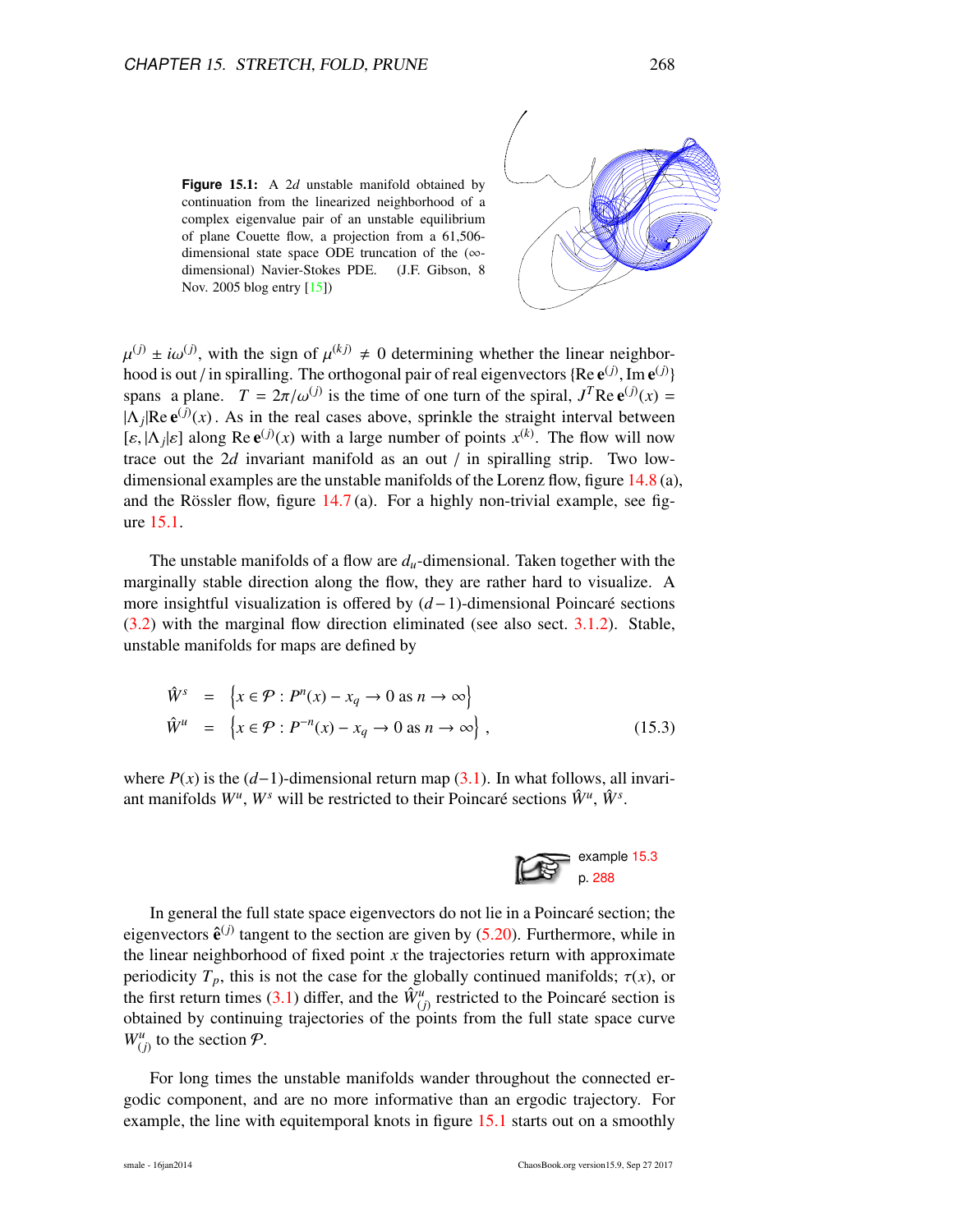**Figure 15.1:** A $2d$ unstable manifold obtained by continuation from the linearized neighborhood of a complex eigenvalue pair of an unstable equilibrium of plane Couette flow, a projection from a 61,506-dimensional state space ODE truncation of the ($\infty$-dimensional) Navier-Stokes PDE. (J.F. Gibson, 8 Nov. 2005 blog entry [15])

$\mu^{(j)} \pm i\omega^{(j)}$, with the sign of $\mu^{(kj)} \neq 0$ determining whether the linear neighborhood is out / in spiralling. The orthogonal pair of real eigenvectors $\{\mathrm{Re}\,\mathbf{e}^{(j)}, \mathrm{Im}\,\mathbf{e}^{(j)}\}$ spans a plane. $T = 2\pi/\omega^{(j)}$ is the time of one turn of the spiral, $J^T \mathrm{Re}\,\mathbf{e}^{(j)}(x) = |\Lambda_j| \mathrm{Re}\,\mathbf{e}^{(j)}(x)$. As in the real cases above, sprinkle the straight interval between $[\varepsilon, |\Lambda_j|\varepsilon]$ along $\mathrm{Re}\,\mathbf{e}^{(j)}(x)$ with a large number of points $x^{(k)}$. The flow will now trace out the $2d$ invariant manifold as an out / in spiralling strip. Two low-dimensional examples are the unstable manifolds of the Lorenz flow, figure 14.8 (a), and the Rössler flow, figure 14.7 (a). For a highly non-trivial example, see figure 15.1.

The unstable manifolds of a flow are $d_u$-dimensional. Taken together with the marginally stable direction along the flow, they are rather hard to visualize. A more insightful visualization is offered by $(d-1)$-dimensional Poincaré sections (3.2) with the marginal flow direction eliminated (see also sect. 3.1.2). Stable, unstable manifolds for maps are defined by

$$
\begin{aligned}
\hat{W}^s &= \left\{ x \in \mathcal{P} : P^n(x) - x_q \to 0 \text{ as } n \to \infty \right\} \\
\hat{W}^u &= \left\{ x \in \mathcal{P} : P^{-n}(x) - x_q \to 0 \text{ as } n \to \infty \right\} ,
\end{aligned}
\tag{15.3}
$$

where $P(x)$ is the $(d-1)$-dimensional return map (3.1). In what follows, all invariant manifolds $W^u$, $W^s$ will be restricted to their Poincaré sections $\hat{W}^u$, $\hat{W}^s$.

example 15.3
p. 288

In general the full state space eigenvectors do not lie in a Poincaré section; the eigenvectors $\hat{\mathbf{e}}^{(j)}$ tangent to the section are given by (5.20). Furthermore, while in the linear neighborhood of fixed point $x$ the trajectories return with approximate periodicity $T_p$, this is not the case for the globally continued manifolds; $\tau(x)$, or the first return times (3.1) differ, and the $\hat{W}^u_{(j)}$ restricted to the Poincaré section is obtained by continuing trajectories of the points from the full state space curve $W^u_{(j)}$ to the section $\mathcal{P}$.

For long times the unstable manifolds wander throughout the connected ergodic component, and are no more informative than an ergodic trajectory. For example, the line with equitemporal knots in figure 15.1 starts out on a smoothly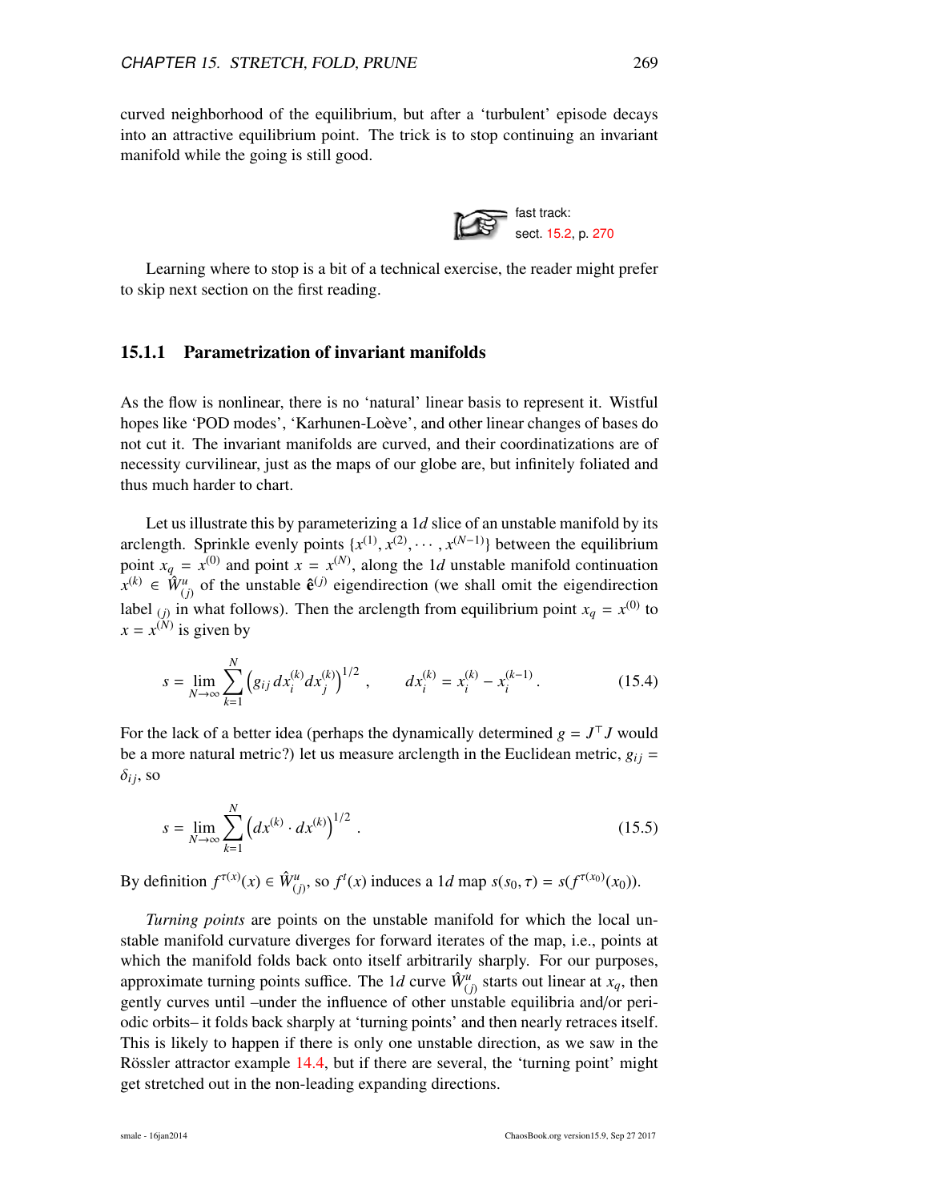curved neighborhood of the equilibrium, but after a 'turbulent' episode decays into an attractive equilibrium point. The trick is to stop continuing an invariant manifold while the going is still good.

fast track:
sect. 15.2, p. 270

Learning where to stop is a bit of a technical exercise, the reader might prefer to skip next section on the first reading.

### 15.1.1 Parametrization of invariant manifolds

As the flow is nonlinear, there is no 'natural' linear basis to represent it. Wistful hopes like 'POD modes', 'Karhunen-Loève', and other linear changes of bases do not cut it. The invariant manifolds are curved, and their coordinatizations are of necessity curvilinear, just as the maps of our globe are, but infinitely foliated and thus much harder to chart.

Let us illustrate this by parameterizing a $1d$ slice of an unstable manifold by its arclength. Sprinkle evenly points $\{x^{(1)}, x^{(2)}, \cdots, x^{(N-1)}\}$ between the equilibrium point $x_q = x^{(0)}$ and point $x = x^{(N)}$, along the $1d$ unstable manifold continuation $x^{(k)} \in \hat{W}^u_{(j)}$ of the unstable $\hat{\mathbf{e}}^{(j)}$ eigendirection (we shall omit the eigendirection label $_{(j)}$ in what follows). Then the arclength from equilibrium point $x_q = x^{(0)}$ to $x = x^{(N)}$ is given by

$$s = \lim_{N\to\infty} \sum_{k=1}^{N} \left( g_{ij}\, dx_i^{(k)} dx_j^{(k)} \right)^{1/2} , \qquad dx_i^{(k)} = x_i^{(k)} - x_i^{(k-1)} . \tag{15.4}$$

For the lack of a better idea (perhaps the dynamically determined $g = J^\top J$ would be a more natural metric?) let us measure arclength in the Euclidean metric, $g_{ij} = \delta_{ij}$, so

$$s = \lim_{N\to\infty} \sum_{k=1}^{N} \left( dx^{(k)} \cdot dx^{(k)} \right)^{1/2} . \tag{15.5}$$

By definition $f^{\tau(x)}(x) \in \hat{W}^u_{(j)}$, so $f^t(x)$ induces a $1d$ map $s(s_0, \tau) = s(f^{\tau(x_0)}(x_0))$.

*Turning points* are points on the unstable manifold for which the local unstable manifold curvature diverges for forward iterates of the map, i.e., points at which the manifold folds back onto itself arbitrarily sharply. For our purposes, approximate turning points suffice. The $1d$ curve $\hat{W}^u_{(j)}$ starts out linear at $x_q$, then gently curves until –under the influence of other unstable equilibria and/or periodic orbits– it folds back sharply at 'turning points' and then nearly retraces itself. This is likely to happen if there is only one unstable direction, as we saw in the Rössler attractor example 14.4, but if there are several, the 'turning point' might get stretched out in the non-leading expanding directions.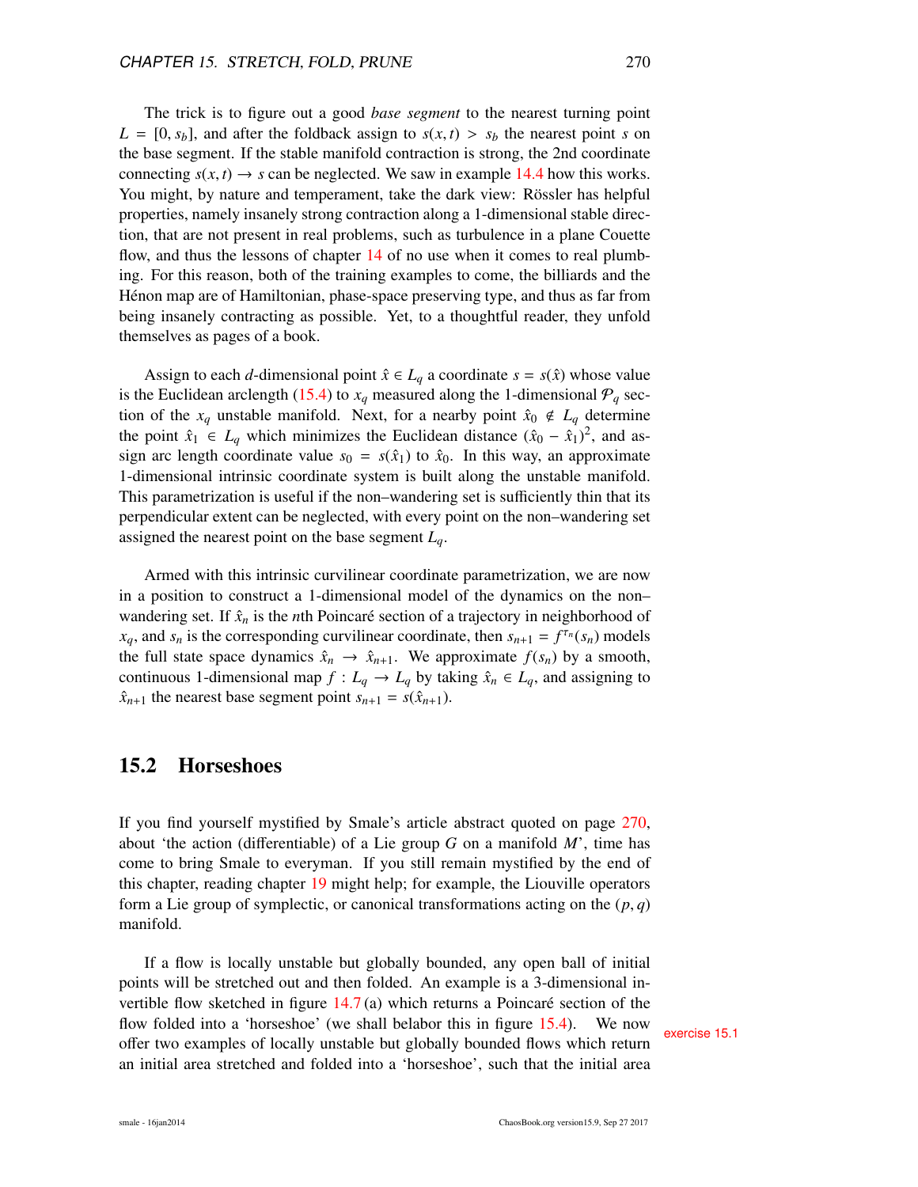The trick is to figure out a good *base segment* to the nearest turning point $L = [0, s_b]$, and after the foldback assign to $s(x,t) > s_b$ the nearest point $s$ on the base segment. If the stable manifold contraction is strong, the 2nd coordinate connecting $s(x,t) \to s$ can be neglected. We saw in example 14.4 how this works. You might, by nature and temperament, take the dark view: Rössler has helpful properties, namely insanely strong contraction along a 1-dimensional stable direction, that are not present in real problems, such as turbulence in a plane Couette flow, and thus the lessons of chapter 14 of no use when it comes to real plumbing. For this reason, both of the training examples to come, the billiards and the Hénon map are of Hamiltonian, phase-space preserving type, and thus as far from being insanely contracting as possible. Yet, to a thoughtful reader, they unfold themselves as pages of a book.

Assign to each $d$-dimensional point $\hat{x} \in L_q$ a coordinate $s = s(\hat{x})$ whose value is the Euclidean arclength (15.4) to $x_q$ measured along the 1-dimensional $\mathcal{P}_q$ section of the $x_q$ unstable manifold. Next, for a nearby point $\hat{x}_0 \notin L_q$ determine the point $\hat{x}_1 \in L_q$ which minimizes the Euclidean distance $(\hat{x}_0 - \hat{x}_1)^2$, and assign arc length coordinate value $s_0 = s(\hat{x}_1)$ to $\hat{x}_0$. In this way, an approximate 1-dimensional intrinsic coordinate system is built along the unstable manifold. This parametrization is useful if the non–wandering set is sufficiently thin that its perpendicular extent can be neglected, with every point on the non–wandering set assigned the nearest point on the base segment $L_q$.

Armed with this intrinsic curvilinear coordinate parametrization, we are now in a position to construct a 1-dimensional model of the dynamics on the non–wandering set. If $\hat{x}_n$ is the $n$th Poincaré section of a trajectory in neighborhood of $x_q$, and $s_n$ is the corresponding curvilinear coordinate, then $s_{n+1} = f^{\tau_n}(s_n)$ models the full state space dynamics $\hat{x}_n \to \hat{x}_{n+1}$. We approximate $f(s_n)$ by a smooth, continuous 1-dimensional map $f : L_q \to L_q$ by taking $\hat{x}_n \in L_q$, and assigning to $\hat{x}_{n+1}$ the nearest base segment point $s_{n+1} = s(\hat{x}_{n+1})$.

## 15.2 Horseshoes

If you find yourself mystified by Smale's article abstract quoted on page 270, about 'the action (differentiable) of a Lie group $G$ on a manifold $M$', time has come to bring Smale to everyman. If you still remain mystified by the end of this chapter, reading chapter 19 might help; for example, the Liouville operators form a Lie group of symplectic, or canonical transformations acting on the $(p, q)$ manifold.

If a flow is locally unstable but globally bounded, any open ball of initial points will be stretched out and then folded. An example is a 3-dimensional invertible flow sketched in figure 14.7 (a) which returns a Poincaré section of the flow folded into a 'horseshoe' (we shall belabor this in figure 15.4). We now offer two examples of locally unstable but globally bounded flows which return an initial area stretched and folded into a 'horseshoe', such that the initial area

exercise 15.1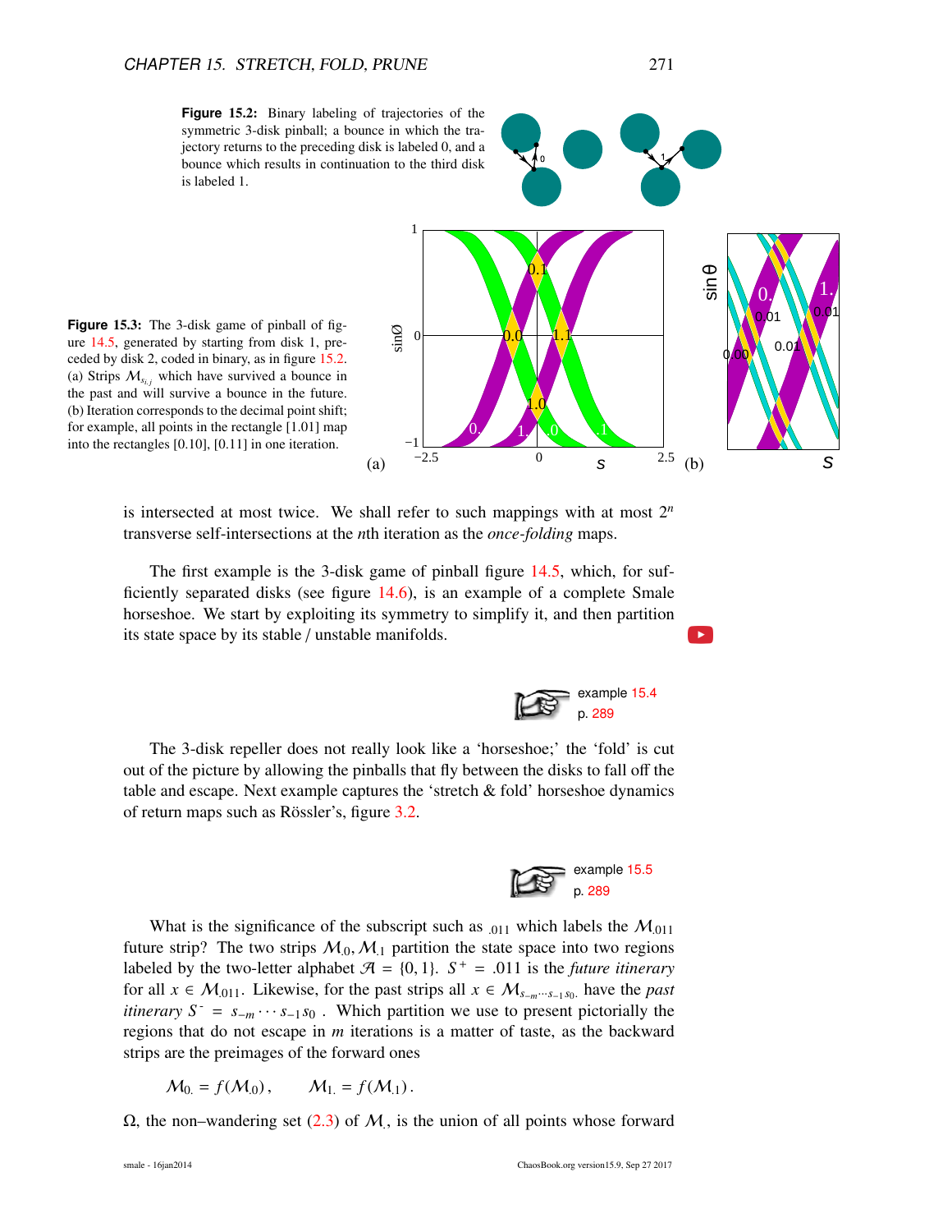**Figure 15.2:** Binary labeling of trajectories of the symmetric 3-disk pinball; a bounce in which the trajectory returns to the preceding disk is labeled 0, and a bounce which results in continuation to the third disk is labeled 1.

**Figure 15.3:** The 3-disk game of pinball of figure 14.5, generated by starting from disk 1, preceded by disk 2, coded in binary, as in figure 15.2. (a) Strips $\mathcal{M}_{s_i.j}$ which have survived a bounce in the past and will survive a bounce in the future. (b) Iteration corresponds to the decimal point shift; for example, all points in the rectangle [1.01] map into the rectangles [0.10], [0.11] in one iteration.

is intersected at most twice. We shall refer to such mappings with at most $2^n$ transverse self-intersections at the $n$th iteration as the *once-folding* maps.

The first example is the 3-disk game of pinball figure 14.5, which, for sufficiently separated disks (see figure 14.6), is an example of a complete Smale horseshoe. We start by exploiting its symmetry to simplify it, and then partition its state space by its stable / unstable manifolds.

example 15.4 p. 289

The 3-disk repeller does not really look like a 'horseshoe;' the 'fold' is cut out of the picture by allowing the pinballs that fly between the disks to fall off the table and escape. Next example captures the 'stretch & fold' horseshoe dynamics of return maps such as Rössler's, figure 3.2.

example 15.5 p. 289

What is the significance of the subscript such as $_{.011}$ which labels the $\mathcal{M}_{.011}$ future strip? The two strips $\mathcal{M}_{.0}, \mathcal{M}_{.1}$ partition the state space into two regions labeled by the two-letter alphabet $\mathcal{A} = \{0, 1\}$. $S^+ = .011$ is the *future itinerary* for all $x \in \mathcal{M}_{.011}$. Likewise, for the past strips all $x \in \mathcal{M}_{s_{-m}\cdots s_{-1}s_0.}$ have the *past itinerary* $S^- = s_{-m}\cdots s_{-1}s_0$ . Which partition we use to present pictorially the regions that do not escape in $m$ iterations is a matter of taste, as the backward strips are the preimages of the forward ones

$$\mathcal{M}_{0.} = f(\mathcal{M}_{.0}) , \qquad \mathcal{M}_{1.} = f(\mathcal{M}_{.1}) .$$

$\Omega$, the non–wandering set (2.3) of $\mathcal{M}_.$, is the union of all points whose forward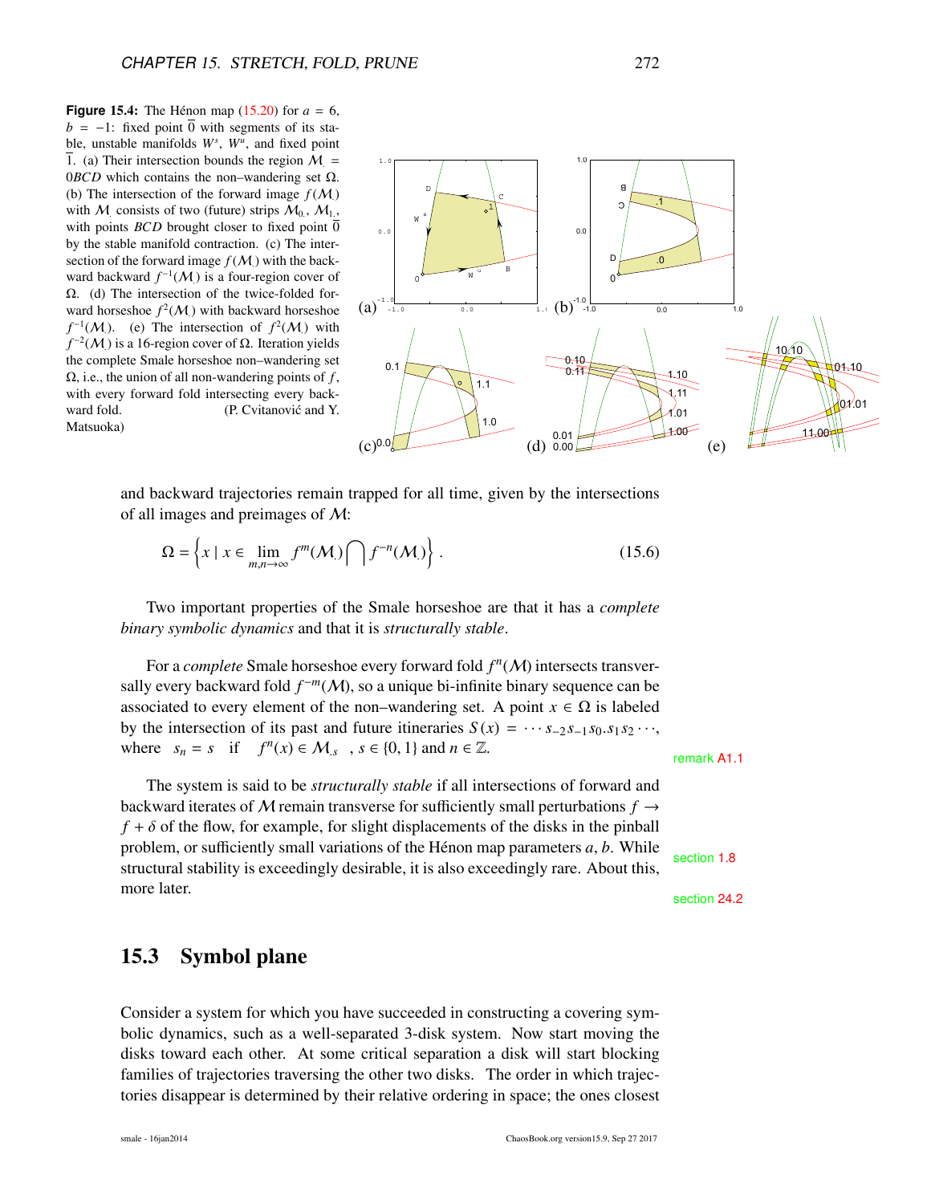**Figure 15.4:** The Hénon map (15.20) for $a = 6$, $b = -1$: fixed point $\overline{0}$ with segments of its stable, unstable manifolds $W^s$, $W^u$, and fixed point $\overline{1}$. (a) Their intersection bounds the region $\mathcal{M}_. = 0BCD$ which contains the non–wandering set $\Omega$. (b) The intersection of the forward image $f(\mathcal{M}_.)$ with $\mathcal{M}_.$ consists of two (future) strips $\mathcal{M}_{0.}$, $\mathcal{M}_{1.}$, with points $BCD$ brought closer to fixed point $\overline{0}$ by the stable manifold contraction. (c) The intersection of the forward image $f(\mathcal{M}_.)$ with the backward backward $f^{-1}(\mathcal{M}_.)$ is a four-region cover of $\Omega$. (d) The intersection of the twice-folded forward horseshoe $f^2(\mathcal{M}_.)$ with backward horseshoe $f^{-1}(\mathcal{M}_.)$. (e) The intersection of $f^2(\mathcal{M}_.)$ with $f^{-2}(\mathcal{M}_.)$ is a 16-region cover of $\Omega$. Iteration yields the complete Smale horseshoe non–wandering set $\Omega$, i.e., the union of all non-wandering points of $f$, with every forward fold intersecting every backward fold. (P. Cvitanović and Y. Matsuoka)

and backward trajectories remain trapped for all time, given by the intersections of all images and preimages of $\mathcal{M}$:

$$\Omega = \left\{ x \mid x \in \lim_{m,n\to\infty} f^m(\mathcal{M}_.) \bigcap f^{-n}(\mathcal{M}_.) \right\} . \tag{15.6}$$

Two important properties of the Smale horseshoe are that it has a *complete binary symbolic dynamics* and that it is *structurally stable*.

For a *complete* Smale horseshoe every forward fold $f^n(\mathcal{M})$ intersects transversally every backward fold $f^{-m}(\mathcal{M})$, so a unique bi-infinite binary sequence can be associated to every element of the non–wandering set. A point $x \in \Omega$ is labeled by the intersection of its past and future itineraries $S(x) = \cdots s_{-2}s_{-1}s_0.s_1s_2\cdots$, where $s_n = s$ if $f^n(x) \in \mathcal{M}_{.s}$ , $s \in \{0, 1\}$ and $n \in \mathbb{Z}$.

remark A1.1

The system is said to be *structurally stable* if all intersections of forward and backward iterates of $\mathcal{M}$ remain transverse for sufficiently small perturbations $f \to f + \delta$ of the flow, for example, for slight displacements of the disks in the pinball problem, or sufficiently small variations of the Hénon map parameters $a, b$. While structural stability is exceedingly desirable, it is also exceedingly rare. About this, more later.

section 1.8

section 24.2

## 15.3 Symbol plane

Consider a system for which you have succeeded in constructing a covering symbolic dynamics, such as a well-separated 3-disk system. Now start moving the disks toward each other. At some critical separation a disk will start blocking families of trajectories traversing the other two disks. The order in which trajectories disappear is determined by their relative ordering in space; the ones closest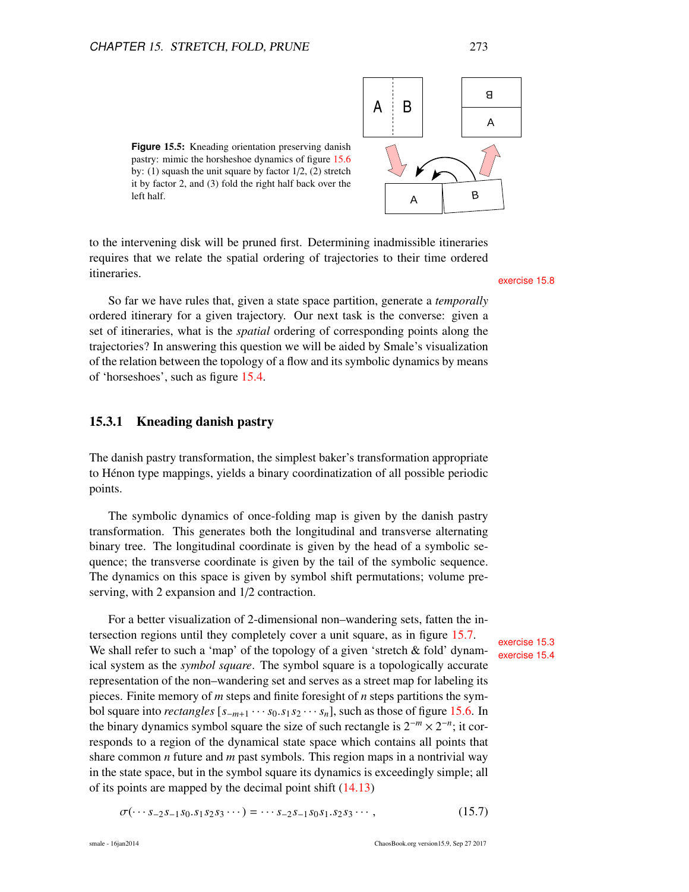**Figure 15.5:** Kneading orientation preserving danish pastry: mimic the horseshoe dynamics of figure 15.6 by: (1) squash the unit square by factor 1/2, (2) stretch it by factor 2, and (3) fold the right half back over the left half.

to the intervening disk will be pruned first. Determining inadmissible itineraries requires that we relate the spatial ordering of trajectories to their time ordered itineraries.

exercise 15.8

So far we have rules that, given a state space partition, generate a *temporally* ordered itinerary for a given trajectory. Our next task is the converse: given a set of itineraries, what is the *spatial* ordering of corresponding points along the trajectories? In answering this question we will be aided by Smale's visualization of the relation between the topology of a flow and its symbolic dynamics by means of 'horseshoes', such as figure 15.4.

### 15.3.1 Kneading danish pastry

The danish pastry transformation, the simplest baker's transformation appropriate to Hénon type mappings, yields a binary coordinatization of all possible periodic points.

The symbolic dynamics of once-folding map is given by the danish pastry transformation. This generates both the longitudinal and transverse alternating binary tree. The longitudinal coordinate is given by the head of a symbolic sequence; the transverse coordinate is given by the tail of the symbolic sequence. The dynamics on this space is given by symbol shift permutations; volume preserving, with 2 expansion and 1/2 contraction.

For a better visualization of 2-dimensional non–wandering sets, fatten the intersection regions until they completely cover a unit square, as in figure 15.7. We shall refer to such a 'map' of the topology of a given 'stretch & fold' dynamical system as the *symbol square*. The symbol square is a topologically accurate representation of the non–wandering set and serves as a street map for labeling its pieces. Finite memory of $m$ steps and finite foresight of $n$ steps partitions the symbol square into *rectangles* $[s_{-m+1} \cdots s_0.s_1 s_2 \cdots s_n]$, such as those of figure 15.6. In the binary dynamics symbol square the size of such rectangle is $2^{-m} \times 2^{-n}$; it corresponds to a region of the dynamical state space which contains all points that share common $n$ future and $m$ past symbols. This region maps in a nontrivial way in the state space, but in the symbol square its dynamics is exceedingly simple; all of its points are mapped by the decimal point shift (14.13)

exercise 15.3
exercise 15.4

$$\sigma(\cdots s_{-2}s_{-1}s_0.s_1s_2s_3\cdots) = \cdots s_{-2}s_{-1}s_0s_1.s_2s_3\cdots , \tag{15.7}$$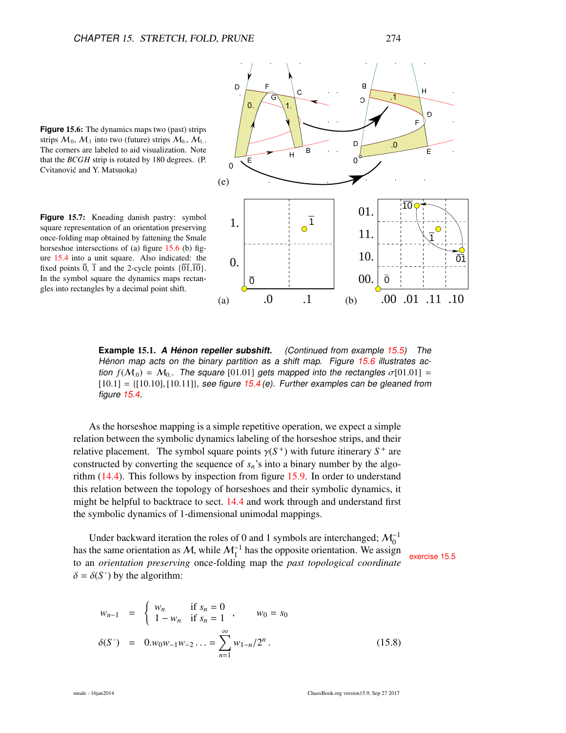**Figure 15.6:** The dynamics maps two (past) strips strips $\mathcal{M}_{.0}$, $\mathcal{M}_{.1}$ into two (future) strips $\mathcal{M}_{0.}$, $\mathcal{M}_{1.}$. The corners are labeled to aid visualization. Note that the *BCGH* strip is rotated by 180 degrees. (P. Cvitanović and Y. Matsuoka)

**Figure 15.7:** Kneading danish pastry: symbol square representation of an orientation preserving once-folding map obtained by fattening the Smale horseshoe intersections of (a) figure 15.6 (b) figure 15.4 into a unit square. Also indicated: the fixed points $\overline{0}$, $\overline{1}$ and the 2-cycle points $\{\overline{01}, \overline{10}\}$. In the symbol square the dynamics maps rectangles into rectangles by a decimal point shift.

**Example 15.1.** ***A Hénon repeller subshift.*** *(Continued from example 15.5) The Hénon map acts on the binary partition as a shift map. Figure 15.6 illustrates action $f(\mathcal{M}_{0}) = \mathcal{M}_{0.}$. The square $[01.01]$ gets mapped into the rectangles $\sigma[01.01] = [10.1] = \{[10.10], [10.11]\}$, see figure 15.4 (e). Further examples can be gleaned from figure 15.4.*

As the horseshoe mapping is a simple repetitive operation, we expect a simple relation between the symbolic dynamics labeling of the horseshoe strips, and their relative placement. The symbol square points $\gamma(S^+)$ with future itinerary $S^+$ are constructed by converting the sequence of $s_n$'s into a binary number by the algorithm (14.4). This follows by inspection from figure 15.9. In order to understand this relation between the topology of horseshoes and their symbolic dynamics, it might be helpful to backtrace to sect. 14.4 and work through and understand first the symbolic dynamics of 1-dimensional unimodal mappings.

Under backward iteration the roles of 0 and 1 symbols are interchanged; $\mathcal{M}_0^{-1}$ has the same orientation as $\mathcal{M}$, while $\mathcal{M}_1^{-1}$ has the opposite orientation. We assign to an *orientation preserving* once-folding map the *past topological coordinate* $\delta = \delta(S^-)$ by the algorithm:

exercise 15.5

$$
\begin{aligned}
w_{n-1} &= \begin{cases} w_n & \text{if } s_n = 0 \\ 1 - w_n & \text{if } s_n = 1 \end{cases}, \qquad w_0 = s_0 \\
\delta(S^-) &= 0.w_0 w_{-1} w_{-2} \ldots = \sum_{n=1}^{\infty} w_{1-n}/2^n . \qquad (15.8)
\end{aligned}
$$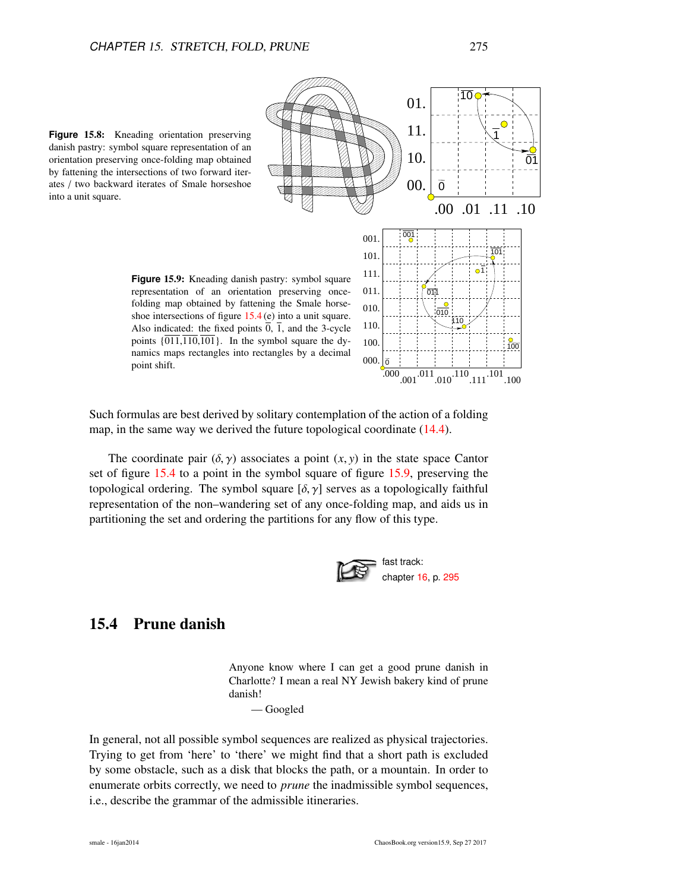**Figure 15.8:** Kneading orientation preserving danish pastry: symbol square representation of an orientation preserving once-folding map obtained by fattening the intersections of two forward iterates / two backward iterates of Smale horseshoe into a unit square.

**Figure 15.9:** Kneading danish pastry: symbol square representation of an orientation preserving once-folding map obtained by fattening the Smale horseshoe intersections of figure 15.4 (e) into a unit square. Also indicated: the fixed points $\overline{0}$, $\overline{1}$, and the 3-cycle points $\{\overline{011}, \overline{110}, \overline{101}\}$. In the symbol square the dynamics maps rectangles into rectangles by a decimal point shift.

Such formulas are best derived by solitary contemplation of the action of a folding map, in the same way we derived the future topological coordinate (14.4).

The coordinate pair $(\delta, \gamma)$ associates a point $(x, y)$ in the state space Cantor set of figure 15.4 to a point in the symbol square of figure 15.9, preserving the topological ordering. The symbol square $[\delta, \gamma]$ serves as a topologically faithful representation of the non–wandering set of any once-folding map, and aids us in partitioning the set and ordering the partitions for any flow of this type.

fast track:
chapter 16, p. 295

## 15.4 Prune danish

> Anyone know where I can get a good prune danish in Charlotte? I mean a real NY Jewish bakery kind of prune danish!
>
> — Googled

In general, not all possible symbol sequences are realized as physical trajectories. Trying to get from 'here' to 'there' we might find that a short path is excluded by some obstacle, such as a disk that blocks the path, or a mountain. In order to enumerate orbits correctly, we need to *prune* the inadmissible symbol sequences, i.e., describe the grammar of the admissible itineraries.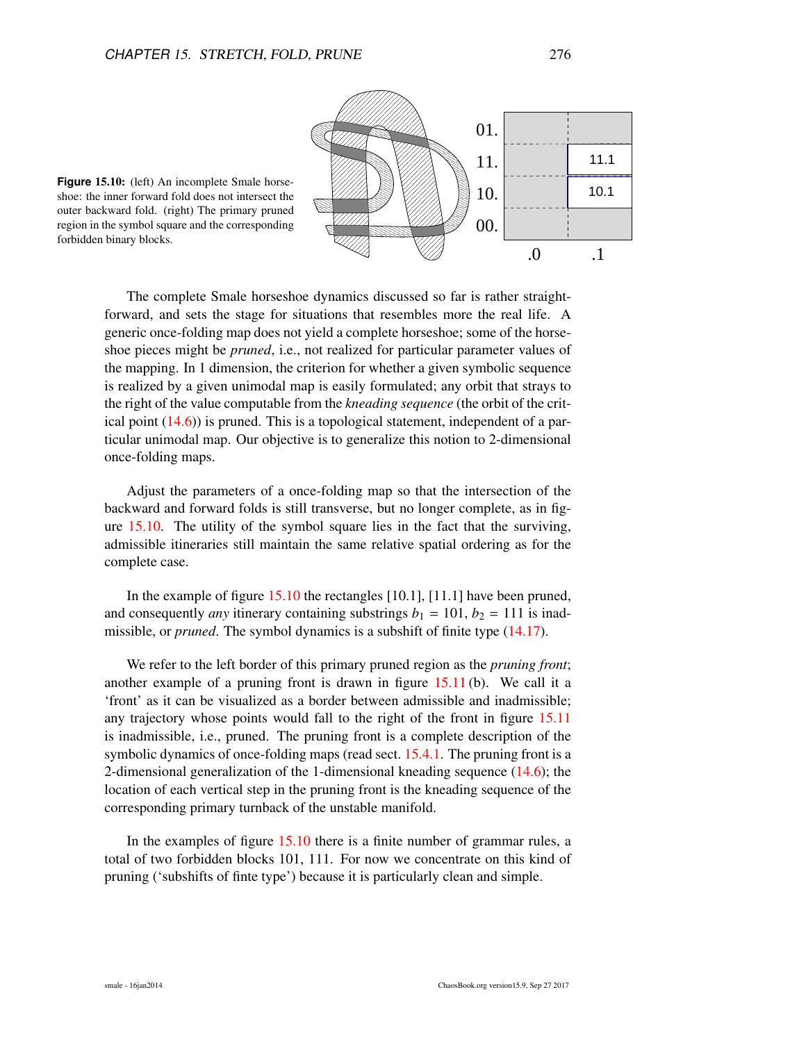**Figure 15.10:** (left) An incomplete Smale horseshoe: the inner forward fold does not intersect the outer backward fold. (right) The primary pruned region in the symbol square and the corresponding forbidden binary blocks.

The complete Smale horseshoe dynamics discussed so far is rather straightforward, and sets the stage for situations that resembles more the real life. A generic once-folding map does not yield a complete horseshoe; some of the horseshoe pieces might be *pruned*, i.e., not realized for particular parameter values of the mapping. In 1 dimension, the criterion for whether a given symbolic sequence is realized by a given unimodal map is easily formulated; any orbit that strays to the right of the value computable from the *kneading sequence* (the orbit of the critical point (14.6)) is pruned. This is a topological statement, independent of a particular unimodal map. Our objective is to generalize this notion to 2-dimensional once-folding maps.

Adjust the parameters of a once-folding map so that the intersection of the backward and forward folds is still transverse, but no longer complete, as in figure 15.10. The utility of the symbol square lies in the fact that the surviving, admissible itineraries still maintain the same relative spatial ordering as for the complete case.

In the example of figure 15.10 the rectangles [10.1], [11.1] have been pruned, and consequently *any* itinerary containing substrings $b_1 = 101$, $b_2 = 111$ is inadmissible, or *pruned*. The symbol dynamics is a subshift of finite type (14.17).

We refer to the left border of this primary pruned region as the *pruning front*; another example of a pruning front is drawn in figure 15.11 (b). We call it a 'front' as it can be visualized as a border between admissible and inadmissible; any trajectory whose points would fall to the right of the front in figure 15.11 is inadmissible, i.e., pruned. The pruning front is a complete description of the symbolic dynamics of once-folding maps (read sect. 15.4.1. The pruning front is a 2-dimensional generalization of the 1-dimensional kneading sequence (14.6); the location of each vertical step in the pruning front is the kneading sequence of the corresponding primary turnback of the unstable manifold.

In the examples of figure 15.10 there is a finite number of grammar rules, a total of two forbidden blocks 101, 111. For now we concentrate on this kind of pruning ('subshifts of finte type') because it is particularly clean and simple.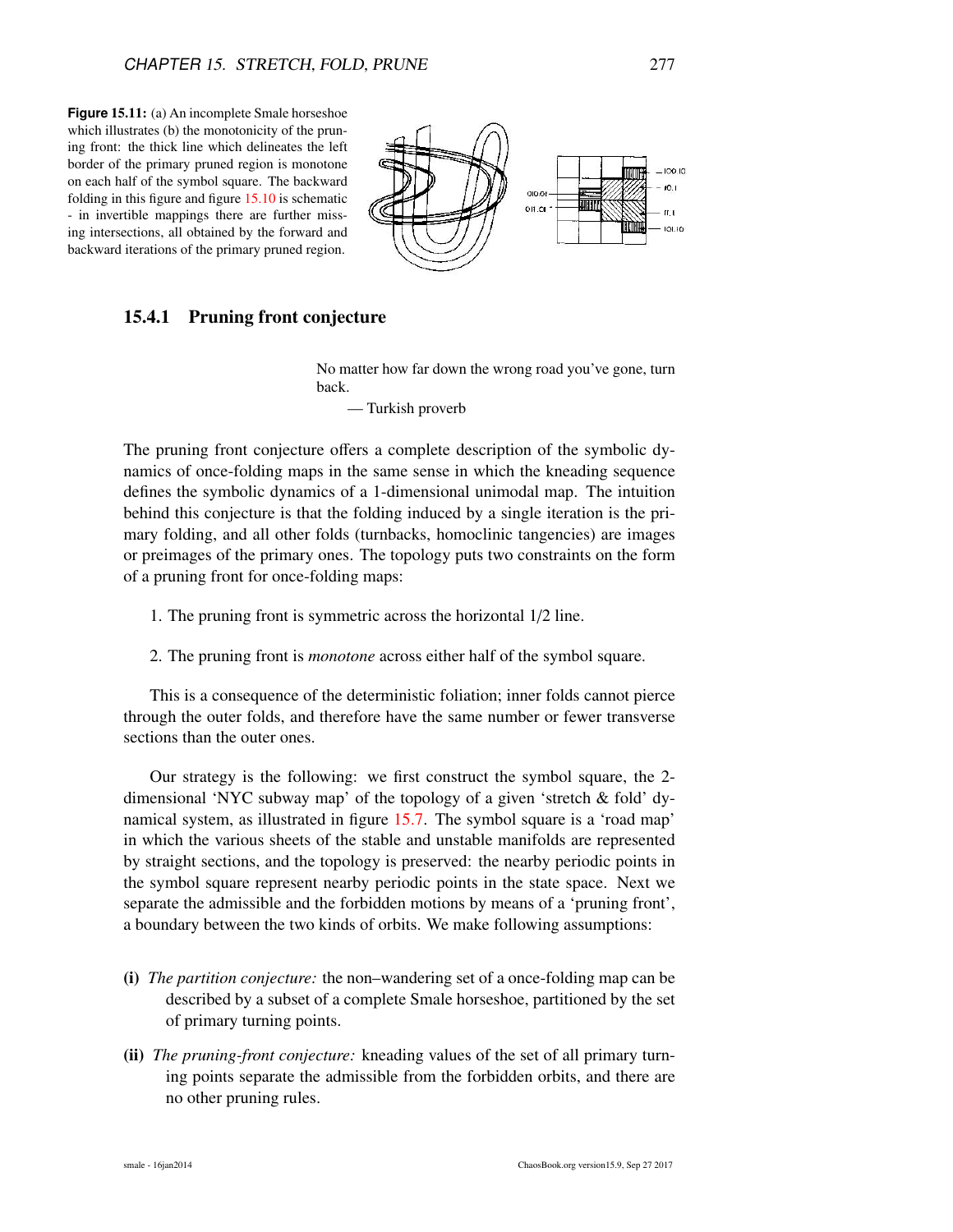**Figure 15.11:** (a) An incomplete Smale horseshoe which illustrates (b) the monotonicity of the pruning front: the thick line which delineates the left border of the primary pruned region is monotone on each half of the symbol square. The backward folding in this figure and figure 15.10 is schematic - in invertible mappings there are further missing intersections, all obtained by the forward and backward iterations of the primary pruned region.

### 15.4.1 Pruning front conjecture

> No matter how far down the wrong road you've gone, turn back.
>
> — Turkish proverb

The pruning front conjecture offers a complete description of the symbolic dynamics of once-folding maps in the same sense in which the kneading sequence defines the symbolic dynamics of a 1-dimensional unimodal map. The intuition behind this conjecture is that the folding induced by a single iteration is the primary folding, and all other folds (turnbacks, homoclinic tangencies) are images or preimages of the primary ones. The topology puts two constraints on the form of a pruning front for once-folding maps:

1. The pruning front is symmetric across the horizontal 1/2 line.

2. The pruning front is *monotone* across either half of the symbol square.

This is a consequence of the deterministic foliation; inner folds cannot pierce through the outer folds, and therefore have the same number or fewer transverse sections than the outer ones.

Our strategy is the following: we first construct the symbol square, the 2-dimensional 'NYC subway map' of the topology of a given 'stretch & fold' dynamical system, as illustrated in figure 15.7. The symbol square is a 'road map' in which the various sheets of the stable and unstable manifolds are represented by straight sections, and the topology is preserved: the nearby periodic points in the symbol square represent nearby periodic points in the state space. Next we separate the admissible and the forbidden motions by means of a 'pruning front', a boundary between the two kinds of orbits. We make following assumptions:

**(i)** *The partition conjecture:* the non–wandering set of a once-folding map can be described by a subset of a complete Smale horseshoe, partitioned by the set of primary turning points.

**(ii)** *The pruning-front conjecture:* kneading values of the set of all primary turning points separate the admissible from the forbidden orbits, and there are no other pruning rules.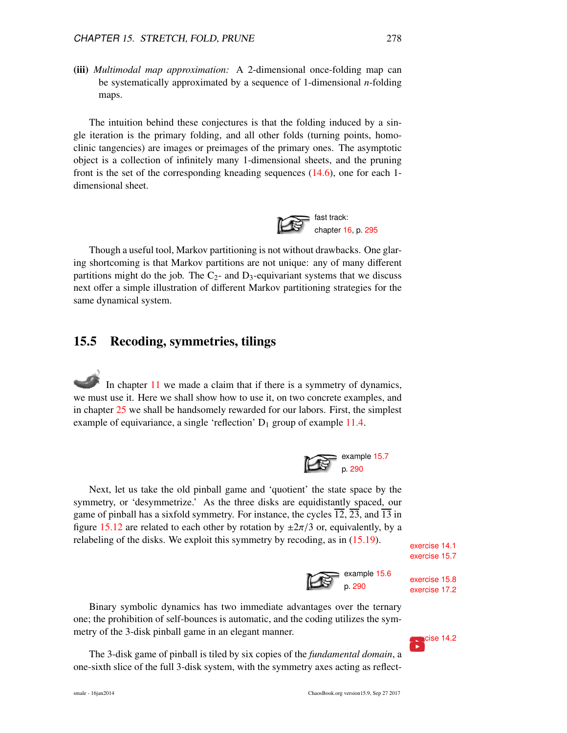**(iii)** *Multimodal map approximation:* A 2-dimensional once-folding map can be systematically approximated by a sequence of 1-dimensional $n$-folding maps.

The intuition behind these conjectures is that the folding induced by a single iteration is the primary folding, and all other folds (turning points, homoclinic tangencies) are images or preimages of the primary ones. The asymptotic object is a collection of infinitely many 1-dimensional sheets, and the pruning front is the set of the corresponding kneading sequences (14.6), one for each 1-dimensional sheet.

fast track:
chapter 16, p. 295

Though a useful tool, Markov partitioning is not without drawbacks. One glaring shortcoming is that Markov partitions are not unique: any of many different partitions might do the job. The $C_2$- and $D_3$-equivariant systems that we discuss next offer a simple illustration of different Markov partitioning strategies for the same dynamical system.

## 15.5 Recoding, symmetries, tilings

In chapter 11 we made a claim that if there is a symmetry of dynamics, we must use it. Here we shall show how to use it, on two concrete examples, and in chapter 25 we shall be handsomely rewarded for our labors. First, the simplest example of equivariance, a single 'reflection' $D_1$ group of example 11.4.

example 15.7
p. 290

Next, let us take the old pinball game and 'quotient' the state space by the symmetry, or 'desymmetrize.' As the three disks are equidistantly spaced, our game of pinball has a sixfold symmetry. For instance, the cycles $\overline{12}$, $\overline{23}$, and $\overline{13}$ in figure 15.12 are related to each other by rotation by $\pm 2\pi/3$ or, equivalently, by a relabeling of the disks. We exploit this symmetry by recoding, as in (15.19).

exercise 14.1
exercise 15.7

example 15.6
p. 290

exercise 15.8
exercise 17.2

Binary symbolic dynamics has two immediate advantages over the ternary one; the prohibition of self-bounces is automatic, and the coding utilizes the symmetry of the 3-disk pinball game in an elegant manner.

exercise 14.2

The 3-disk game of pinball is tiled by six copies of the *fundamental domain*, a one-sixth slice of the full 3-disk system, with the symmetry axes acting as reflect-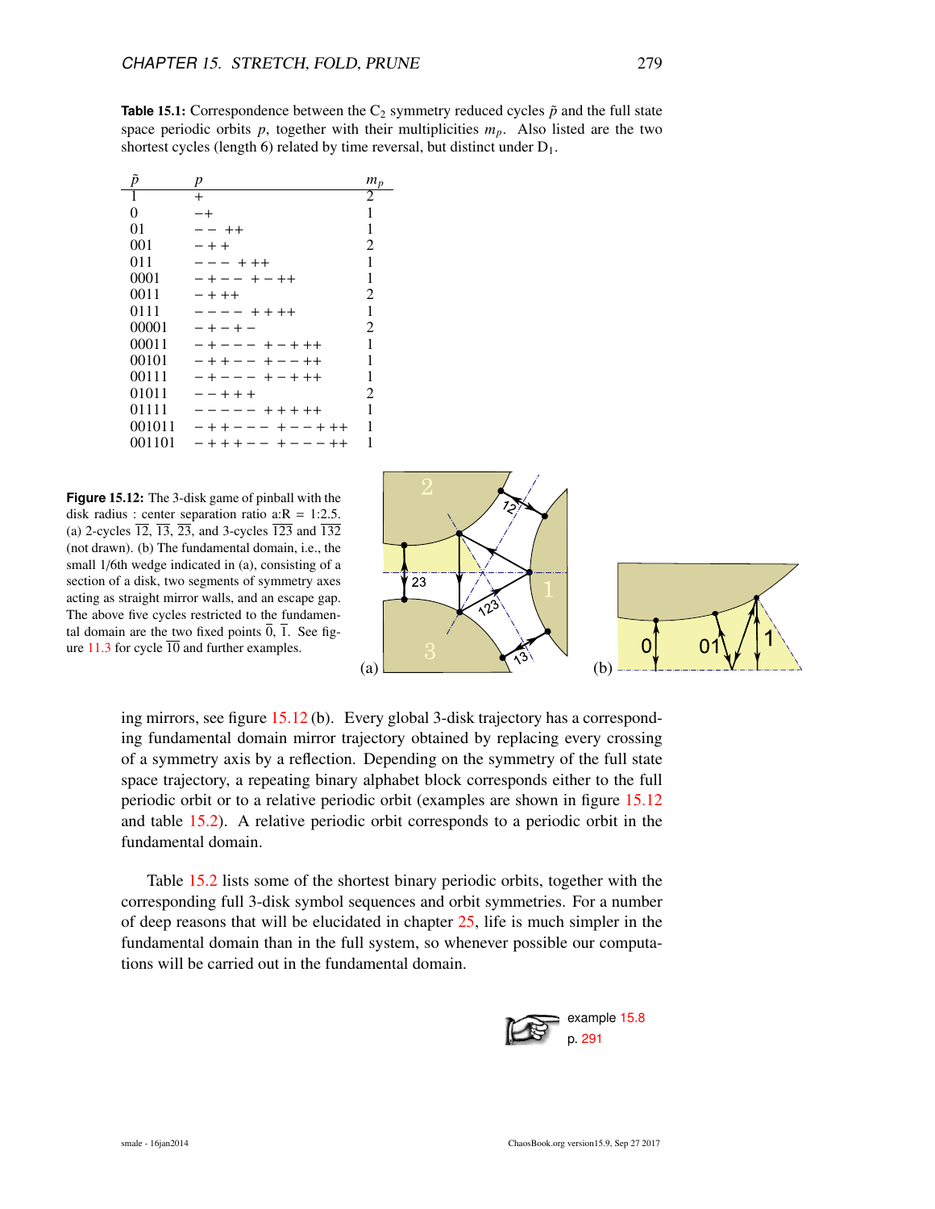**Table 15.1:** Correspondence between the $C_2$ symmetry reduced cycles $\tilde{p}$ and the full state space periodic orbits $p$, together with their multiplicities $m_p$. Also listed are the two shortest cycles (length 6) related by time reversal, but distinct under $D_1$.

| $\tilde{p}$ | $p$ | $m_p$ |
|---|---|---|
| 1 | $+$ | 2 |
| 0 | $-+$ | 1 |
| 01 | $--\ ++$ | 1 |
| 001 | $-++$ | 2 |
| 011 | $---\ +++$ | 1 |
| 0001 | $-+--\ +-++$ | 1 |
| 0011 | $-+++$ | 2 |
| 0111 | $----\ ++++$ | 1 |
| 00001 | $-+-+-$ | 2 |
| 00011 | $-+---\ +-+++$ | 1 |
| 00101 | $-++--\ +--++$ | 1 |
| 00111 | $-+---\ +-+++$ | 1 |
| 01011 | $--+++$ | 2 |
| 01111 | $-----\ +++++$ | 1 |
| 001011 | $-++---\ +--+++$ | 1 |
| 001101 | $-+++--\ +---++$ | 1 |

**Figure 15.12:** The 3-disk game of pinball with the disk radius : center separation ratio a:R = 1:2.5. (a) 2-cycles $\overline{12}$, $\overline{13}$, $\overline{23}$, and 3-cycles $\overline{123}$ and $\overline{132}$ (not drawn). (b) The fundamental domain, i.e., the small 1/6th wedge indicated in (a), consisting of a section of a disk, two segments of symmetry axes acting as straight mirror walls, and an escape gap. The above five cycles restricted to the fundamental domain are the two fixed points $\overline{0}$, $\overline{1}$. See figure 11.3 for cycle $\overline{10}$ and further examples.

ing mirrors, see figure 15.12 (b). Every global 3-disk trajectory has a corresponding fundamental domain mirror trajectory obtained by replacing every crossing of a symmetry axis by a reflection. Depending on the symmetry of the full state space trajectory, a repeating binary alphabet block corresponds either to the full periodic orbit or to a relative periodic orbit (examples are shown in figure 15.12 and table 15.2). A relative periodic orbit corresponds to a periodic orbit in the fundamental domain.

Table 15.2 lists some of the shortest binary periodic orbits, together with the corresponding full 3-disk symbol sequences and orbit symmetries. For a number of deep reasons that will be elucidated in chapter 25, life is much simpler in the fundamental domain than in the full system, so whenever possible our computations will be carried out in the fundamental domain.

example 15.8
p. 291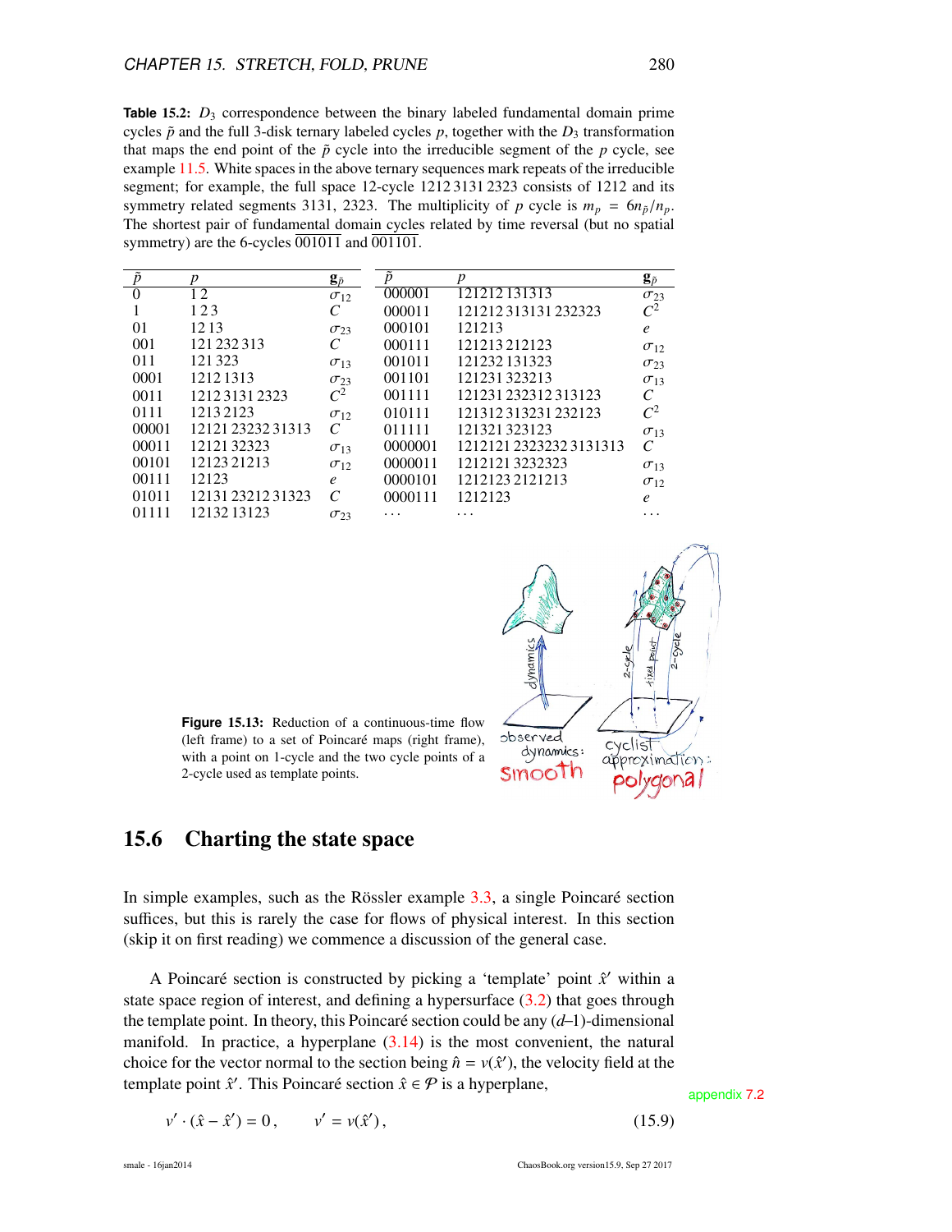**Table 15.2:** $D_3$ correspondence between the binary labeled fundamental domain prime cycles $\tilde{p}$ and the full 3-disk ternary labeled cycles $p$, together with the $D_3$ transformation that maps the end point of the $\tilde{p}$ cycle into the irreducible segment of the $p$ cycle, see example 11.5. White spaces in the above ternary sequences mark repeats of the irreducible segment; for example, the full space 12-cycle 1212 3131 2323 consists of 1212 and its symmetry related segments 3131, 2323. The multiplicity of $p$ cycle is $m_p = 6n_{\tilde{p}}/n_p$. The shortest pair of fundamental domain cycles related by time reversal (but no spatial symmetry) are the 6-cycles $\overline{001011}$ and $\overline{001101}$.

| $\tilde{p}$ | $p$ | $\mathbf{g}_{\tilde{p}}$ | $\tilde{p}$ | $p$ | $\mathbf{g}_{\tilde{p}}$ |
|---|---|---|---|---|---|
| 0 | 1 2 | $\sigma_{12}$ | 000001 | 121212 131313 | $\sigma_{23}$ |
| 1 | 1 2 3 | $C$ | 000011 | 121212 313131 232323 | $C^2$ |
| 01 | 12 13 | $\sigma_{23}$ | 000101 | 121213 | $e$ |
| 001 | 121 232 313 | $C$ | 000111 | 121213 212123 | $\sigma_{12}$ |
| 011 | 121 323 | $\sigma_{13}$ | 001011 | 121232 131323 | $\sigma_{23}$ |
| 0001 | 1212 1313 | $\sigma_{23}$ | 001101 | 121231 323213 | $\sigma_{13}$ |
| 0011 | 1212 3131 2323 | $C^2$ | 001111 | 121231 232312 313123 | $C$ |
| 0111 | 1213 2123 | $\sigma_{12}$ | 010111 | 121312 313231 232123 | $C^2$ |
| 00001 | 12121 23232 31313 | $C$ | 011111 | 121321 323123 | $\sigma_{13}$ |
| 00011 | 12121 32323 | $\sigma_{13}$ | 0000001 | 1212121 2323232 3131313 | $C$ |
| 00101 | 12123 21213 | $\sigma_{12}$ | 0000011 | 1212121 3232323 | $\sigma_{13}$ |
| 00111 | 12123 | $e$ | 0000101 | 1212123 2121213 | $\sigma_{12}$ |
| 01011 | 12131 23212 31323 | $C$ | 0000111 | 1212123 | $e$ |
| 01111 | 12132 13123 | $\sigma_{23}$ | ··· | ··· | ··· |

**Figure 15.13:** Reduction of a continuous-time flow (left frame) to a set of Poincaré maps (right frame), with a point on 1-cycle and the two cycle points of a 2-cycle used as template points.

## 15.6 Charting the state space

In simple examples, such as the Rössler example 3.3, a single Poincaré section suffices, but this is rarely the case for flows of physical interest. In this section (skip it on first reading) we commence a discussion of the general case.

A Poincaré section is constructed by picking a 'template' point $\hat{x}'$ within a state space region of interest, and defining a hypersurface (3.2) that goes through the template point. In theory, this Poincaré section could be any $(d$–$1)$-dimensional manifold. In practice, a hyperplane (3.14) is the most convenient, the natural choice for the vector normal to the section being $\hat{n} = v(\hat{x}')$, the velocity field at the template point $\hat{x}'$. This Poincaré section $\hat{x} \in \mathcal{P}$ is a hyperplane,

appendix 7.2

$$v' \cdot (\hat{x} - \hat{x}') = 0\,, \qquad v' = v(\hat{x}')\,, \tag{15.9}$$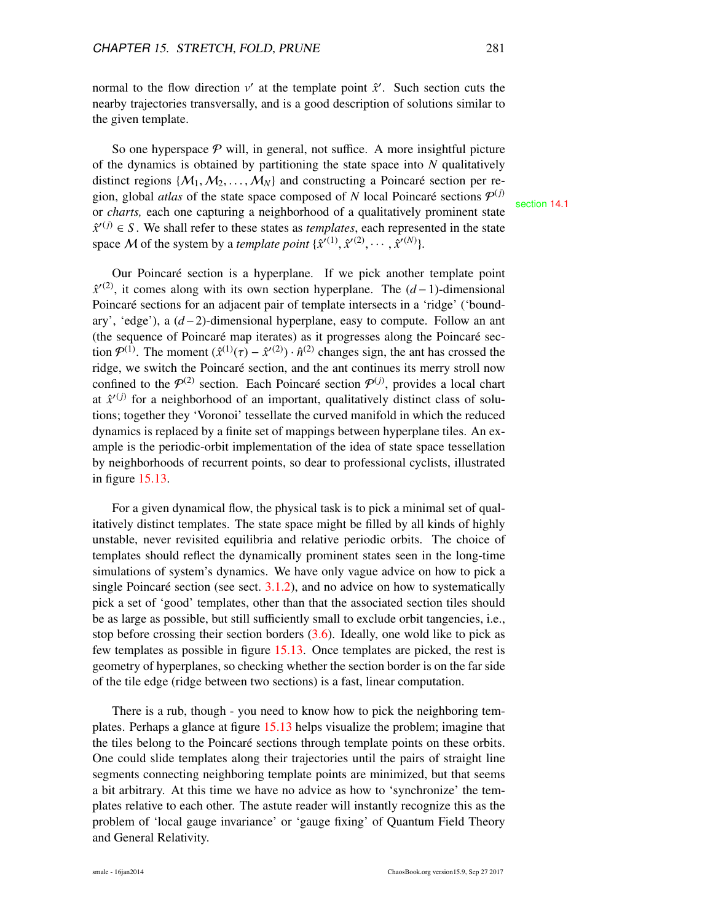normal to the flow direction $v'$ at the template point $\hat{x}'$. Such section cuts the nearby trajectories transversally, and is a good description of solutions similar to the given template.

So one hyperspace $\mathcal{P}$ will, in general, not suffice. A more insightful picture of the dynamics is obtained by partitioning the state space into $N$ qualitatively distinct regions $\{\mathcal{M}_1, \mathcal{M}_2, \ldots, \mathcal{M}_N\}$ and constructing a Poincaré section per region, global *atlas* of the state space composed of $N$ local Poincaré sections $\mathcal{P}^{(j)}$ or *charts,* each one capturing a neighborhood of a qualitatively prominent state $\hat{x}'^{(j)} \in S$. We shall refer to these states as *templates*, each represented in the state space $\mathcal{M}$ of the system by a *template point* $\{\hat{x}'^{(1)}, \hat{x}'^{(2)}, \cdots, \hat{x}'^{(N)}\}$.

section 14.1

Our Poincaré section is a hyperplane. If we pick another template point $\hat{x}'^{(2)}$, it comes along with its own section hyperplane. The $(d-1)$-dimensional Poincaré sections for an adjacent pair of template intersects in a 'ridge' ('boundary', 'edge'), a $(d-2)$-dimensional hyperplane, easy to compute. Follow an ant (the sequence of Poincaré map iterates) as it progresses along the Poincaré section $\mathcal{P}^{(1)}$. The moment $(\hat{x}^{(1)}(\tau) - \hat{x}'^{(2)}) \cdot \hat{n}^{(2)}$ changes sign, the ant has crossed the ridge, we switch the Poincaré section, and the ant continues its merry stroll now confined to the $\mathcal{P}^{(2)}$ section. Each Poincaré section $\mathcal{P}^{(j)}$, provides a local chart at $\hat{x}'^{(j)}$ for a neighborhood of an important, qualitatively distinct class of solutions; together they 'Voronoi' tessellate the curved manifold in which the reduced dynamics is replaced by a finite set of mappings between hyperplane tiles. An example is the periodic-orbit implementation of the idea of state space tessellation by neighborhoods of recurrent points, so dear to professional cyclists, illustrated in figure 15.13.

For a given dynamical flow, the physical task is to pick a minimal set of qualitatively distinct templates. The state space might be filled by all kinds of highly unstable, never revisited equilibria and relative periodic orbits. The choice of templates should reflect the dynamically prominent states seen in the long-time simulations of system's dynamics. We have only vague advice on how to pick a single Poincaré section (see sect. 3.1.2), and no advice on how to systematically pick a set of 'good' templates, other than that the associated section tiles should be as large as possible, but still sufficiently small to exclude orbit tangencies, i.e., stop before crossing their section borders (3.6). Ideally, one wold like to pick as few templates as possible in figure 15.13. Once templates are picked, the rest is geometry of hyperplanes, so checking whether the section border is on the far side of the tile edge (ridge between two sections) is a fast, linear computation.

There is a rub, though - you need to know how to pick the neighboring templates. Perhaps a glance at figure 15.13 helps visualize the problem; imagine that the tiles belong to the Poincaré sections through template points on these orbits. One could slide templates along their trajectories until the pairs of straight line segments connecting neighboring template points are minimized, but that seems a bit arbitrary. At this time we have no advice as how to 'synchronize' the templates relative to each other. The astute reader will instantly recognize this as the problem of 'local gauge invariance' or 'gauge fixing' of Quantum Field Theory and General Relativity.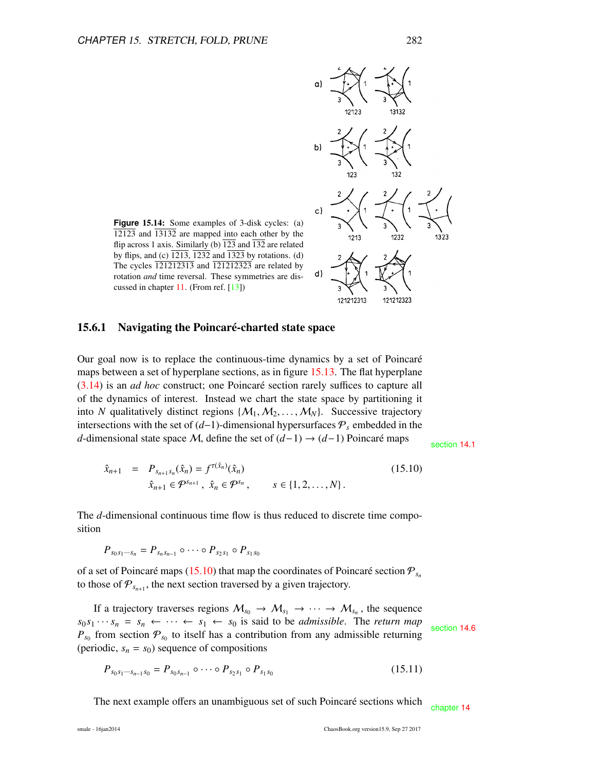**Figure 15.14:** Some examples of 3-disk cycles: (a) $\overline{12123}$ and $\overline{13132}$ are mapped into each other by the flip across 1 axis. Similarly (b) $\overline{123}$ and $\overline{132}$ are related by flips, and (c) $\overline{1213}$, $\overline{1232}$ and $\overline{1323}$ by rotations. (d) The cycles $\overline{121212313}$ and $\overline{121212323}$ are related by rotation *and* time reversal. These symmetries are discussed in chapter 11. (From ref. [13])

### 15.6.1 Navigating the Poincaré-charted state space

Our goal now is to replace the continuous-time dynamics by a set of Poincaré maps between a set of hyperplane sections, as in figure 15.13. The flat hyperplane (3.14) is an *ad hoc* construct; one Poincaré section rarely suffices to capture all of the dynamics of interest. Instead we chart the state space by partitioning it into $N$ qualitatively distinct regions $\{\mathcal{M}_1, \mathcal{M}_2, \ldots, \mathcal{M}_N\}$. Successive trajectory intersections with the set of $(d-1)$-dimensional hypersurfaces $\mathcal{P}_s$ embedded in the $d$-dimensional state space $\mathcal{M}$, define the set of $(d-1) \to (d-1)$ Poincaré maps

section 14.1

$$
\begin{aligned}
\hat{x}_{n+1} &= P_{s_{n+1}s_n}(\hat{x}_n) = f^{\tau(\hat{x}_n)}(\hat{x}_n) \\
&\quad \hat{x}_{n+1} \in \mathcal{P}^{s_{n+1}}\,, \ \hat{x}_n \in \mathcal{P}^{s_n}\,, \qquad s \in \{1, 2, \ldots, N\}\,.
\end{aligned}
\qquad (15.10)
$$

The $d$-dimensional continuous time flow is thus reduced to discrete time composition

$$
P_{s_0 s_1 \cdots s_n} = P_{s_n s_{n-1}} \circ \cdots \circ P_{s_2 s_1} \circ P_{s_1 s_0}
$$

of a set of Poincaré maps (15.10) that map the coordinates of Poincaré section $\mathcal{P}_{s_n}$ to those of $\mathcal{P}_{s_{n+1}}$, the next section traversed by a given trajectory.

If a trajectory traverses regions $\mathcal{M}_{s_0} \to \mathcal{M}_{s_1} \to \cdots \to \mathcal{M}_{s_n}$, the sequence $s_0 s_1 \cdots s_n = s_n \leftarrow \cdots \leftarrow s_1 \leftarrow s_0$ is said to be *admissible*. The *return map* $P_{s_0}$ from section $\mathcal{P}_{s_0}$ to itself has a contribution from any admissible returning (periodic, $s_n = s_0$) sequence of compositions

section 14.6

$$
P_{s_0 s_1 \cdots s_{n-1} s_0} = P_{s_0 s_{n-1}} \circ \cdots \circ P_{s_2 s_1} \circ P_{s_1 s_0} \qquad (15.11)
$$

The next example offers an unambiguous set of such Poincaré sections which

chapter 14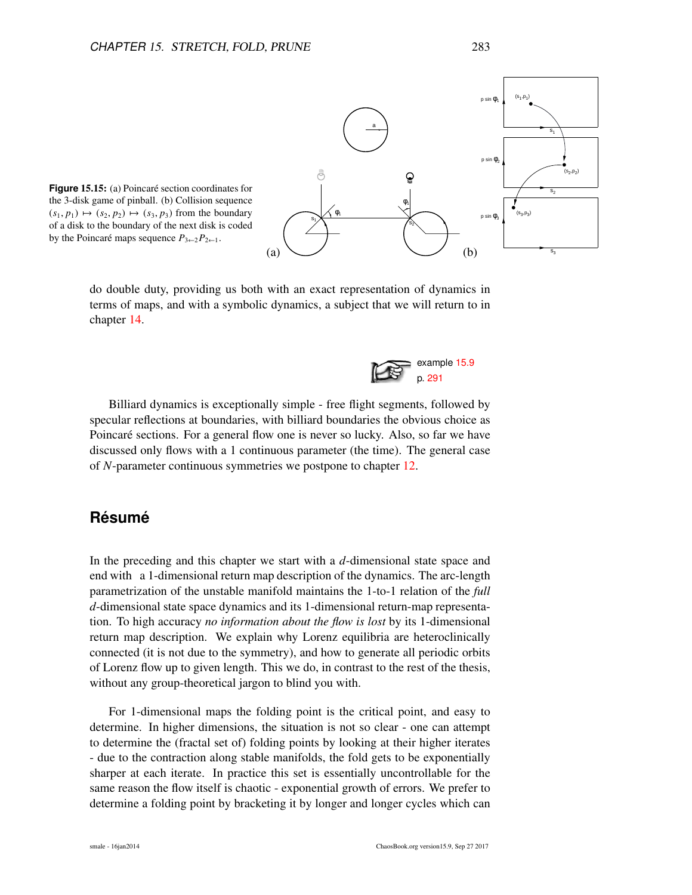**Figure 15.15:** (a) Poincaré section coordinates for the 3-disk game of pinball. (b) Collision sequence $(s_1, p_1) \mapsto (s_2, p_2) \mapsto (s_3, p_3)$ from the boundary of a disk to the boundary of the next disk is coded by the Poincaré maps sequence $P_{3\leftarrow 2}P_{2\leftarrow 1}$.

do double duty, providing us both with an exact representation of dynamics in terms of maps, and with a symbolic dynamics, a subject that we will return to in chapter 14.

example 15.9
p. 291

Billiard dynamics is exceptionally simple - free flight segments, followed by specular reflections at boundaries, with billiard boundaries the obvious choice as Poincaré sections. For a general flow one is never so lucky. Also, so far we have discussed only flows with a 1 continuous parameter (the time). The general case of $N$-parameter continuous symmetries we postpone to chapter 12.

## Résumé

In the preceding and this chapter we start with a $d$-dimensional state space and end with a 1-dimensional return map description of the dynamics. The arc-length parametrization of the unstable manifold maintains the 1-to-1 relation of the *full* $d$-dimensional state space dynamics and its 1-dimensional return-map representation. To high accuracy *no information about the flow is lost* by its 1-dimensional return map description. We explain why Lorenz equilibria are heteroclinically connected (it is not due to the symmetry), and how to generate all periodic orbits of Lorenz flow up to given length. This we do, in contrast to the rest of the thesis, without any group-theoretical jargon to blind you with.

For 1-dimensional maps the folding point is the critical point, and easy to determine. In higher dimensions, the situation is not so clear - one can attempt to determine the (fractal set of) folding points by looking at their higher iterates - due to the contraction along stable manifolds, the fold gets to be exponentially sharper at each iterate. In practice this set is essentially uncontrollable for the same reason the flow itself is chaotic - exponential growth of errors. We prefer to determine a folding point by bracketing it by longer and longer cycles which can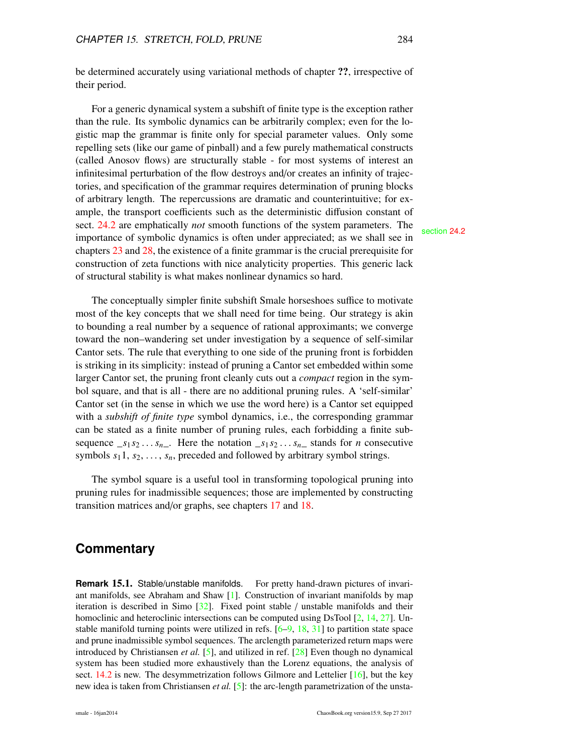be determined accurately using variational methods of chapter ??, irrespective of their period.

For a generic dynamical system a subshift of finite type is the exception rather than the rule. Its symbolic dynamics can be arbitrarily complex; even for the logistic map the grammar is finite only for special parameter values. Only some repelling sets (like our game of pinball) and a few purely mathematical constructs (called Anosov flows) are structurally stable - for most systems of interest an infinitesimal perturbation of the flow destroys and/or creates an infinity of trajectories, and specification of the grammar requires determination of pruning blocks of arbitrary length. The repercussions are dramatic and counterintuitive; for example, the transport coefficients such as the deterministic diffusion constant of sect. 24.2 are emphatically *not* smooth functions of the system parameters. The importance of symbolic dynamics is often under appreciated; as we shall see in chapters 23 and 28, the existence of a finite grammar is the crucial prerequisite for construction of zeta functions with nice analyticity properties. This generic lack of structural stability is what makes nonlinear dynamics so hard.

section 24.2

The conceptually simpler finite subshift Smale horseshoes suffice to motivate most of the key concepts that we shall need for time being. Our strategy is akin to bounding a real number by a sequence of rational approximants; we converge toward the non–wandering set under investigation by a sequence of self-similar Cantor sets. The rule that everything to one side of the pruning front is forbidden is striking in its simplicity: instead of pruning a Cantor set embedded within some larger Cantor set, the pruning front cleanly cuts out a *compact* region in the symbol square, and that is all - there are no additional pruning rules. A 'self-similar' Cantor set (in the sense in which we use the word here) is a Cantor set equipped with a *subshift of finite type* symbol dynamics, i.e., the corresponding grammar can be stated as a finite number of pruning rules, each forbidding a finite subsequence $\_s_1 s_2 \ldots s_n\_$. Here the notation $\_s_1 s_2 \ldots s_n\_$ stands for $n$ consecutive symbols $s_1 1$, $s_2$, ..., $s_n$, preceded and followed by arbitrary symbol strings.

The symbol square is a useful tool in transforming topological pruning into pruning rules for inadmissible sequences; those are implemented by constructing transition matrices and/or graphs, see chapters 17 and 18.

## Commentary

**Remark 15.1.** Stable/unstable manifolds. For pretty hand-drawn pictures of invariant manifolds, see Abraham and Shaw [1]. Construction of invariant manifolds by map iteration is described in Simo [32]. Fixed point stable / unstable manifolds and their homoclinic and heteroclinic intersections can be computed using DsTool [2, 14, 27]. Unstable manifold turning points were utilized in refs. [6–9, 18, 31] to partition state space and prune inadmissible symbol sequences. The arclength parameterized return maps were introduced by Christiansen *et al.* [5], and utilized in ref. [28] Even though no dynamical system has been studied more exhaustively than the Lorenz equations, the analysis of sect. 14.2 is new. The desymmetrization follows Gilmore and Lettelier [16], but the key new idea is taken from Christiansen *et al.* [5]: the arc-length parametrization of the unsta-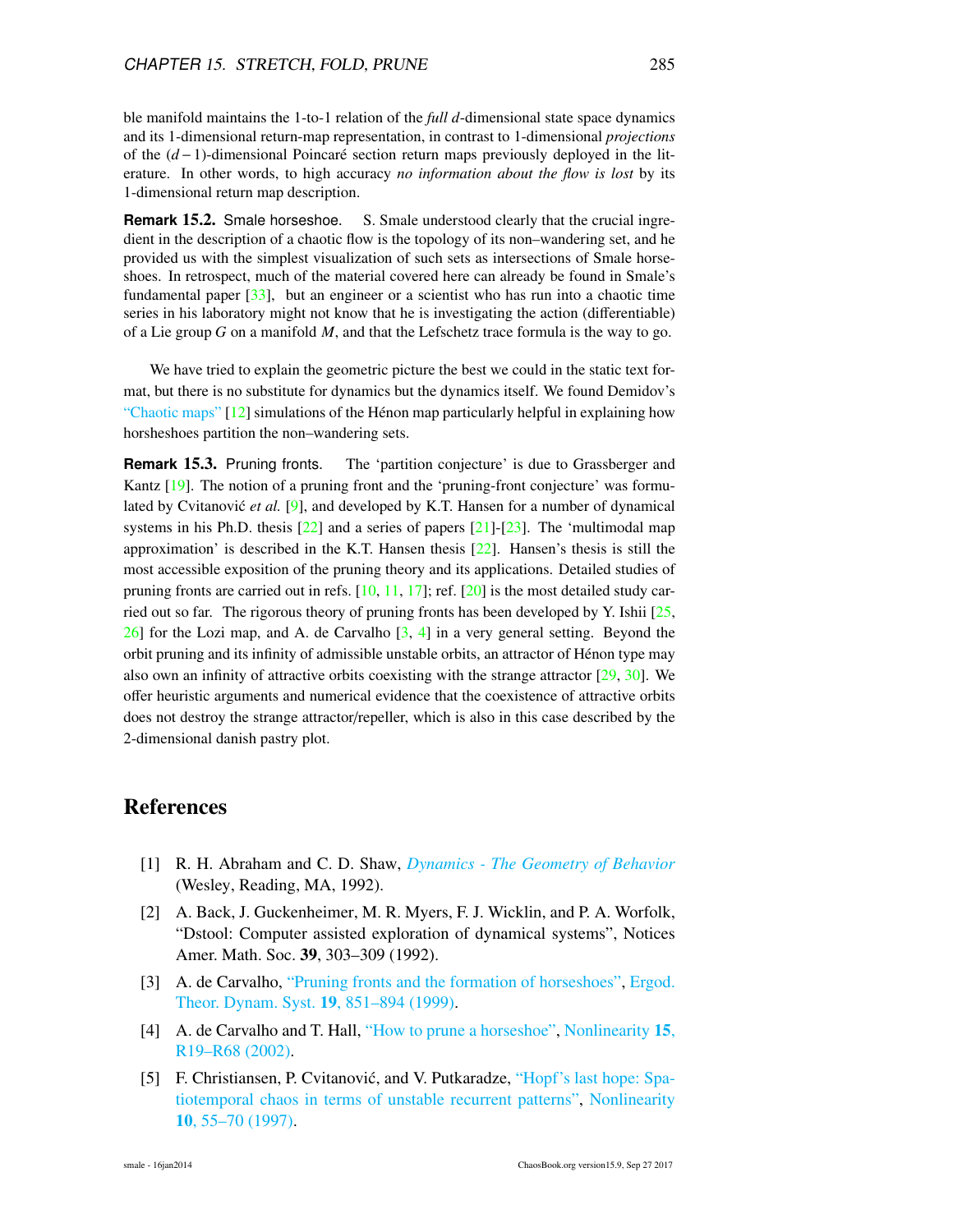ble manifold maintains the 1-to-1 relation of the *full* $d$-dimensional state space dynamics and its 1-dimensional return-map representation, in contrast to 1-dimensional *projections* of the $(d-1)$-dimensional Poincaré section return maps previously deployed in the literature. In other words, to high accuracy *no information about the flow is lost* by its 1-dimensional return map description.

**Remark 15.2.** Smale horseshoe. S. Smale understood clearly that the crucial ingredient in the description of a chaotic flow is the topology of its non–wandering set, and he provided us with the simplest visualization of such sets as intersections of Smale horseshoes. In retrospect, much of the material covered here can already be found in Smale's fundamental paper [33], but an engineer or a scientist who has run into a chaotic time series in his laboratory might not know that he is investigating the action (differentiable) of a Lie group $G$ on a manifold $M$, and that the Lefschetz trace formula is the way to go.

We have tried to explain the geometric picture the best we could in the static text format, but there is no substitute for dynamics but the dynamics itself. We found Demidov's "Chaotic maps" [12] simulations of the Hénon map particularly helpful in explaining how horsheshoes partition the non–wandering sets.

**Remark 15.3.** Pruning fronts. The 'partition conjecture' is due to Grassberger and Kantz [19]. The notion of a pruning front and the 'pruning-front conjecture' was formulated by Cvitanović *et al.* [9], and developed by K.T. Hansen for a number of dynamical systems in his Ph.D. thesis [22] and a series of papers [21]-[23]. The 'multimodal map approximation' is described in the K.T. Hansen thesis [22]. Hansen's thesis is still the most accessible exposition of the pruning theory and its applications. Detailed studies of pruning fronts are carried out in refs. [10, 11, 17]; ref. [20] is the most detailed study carried out so far. The rigorous theory of pruning fronts has been developed by Y. Ishii [25, 26] for the Lozi map, and A. de Carvalho [3, 4] in a very general setting. Beyond the orbit pruning and its infinity of admissible unstable orbits, an attractor of Hénon type may also own an infinity of attractive orbits coexisting with the strange attractor [29, 30]. We offer heuristic arguments and numerical evidence that the coexistence of attractive orbits does not destroy the strange attractor/repeller, which is also in this case described by the 2-dimensional danish pastry plot.

# References

[1] R. H. Abraham and C. D. Shaw, *Dynamics - The Geometry of Behavior* (Wesley, Reading, MA, 1992).

[2] A. Back, J. Guckenheimer, M. R. Myers, F. J. Wicklin, and P. A. Worfolk, "Dstool: Computer assisted exploration of dynamical systems", Notices Amer. Math. Soc. **39**, 303–309 (1992).

[3] A. de Carvalho, "Pruning fronts and the formation of horseshoes", Ergod. Theor. Dynam. Syst. **19**, 851–894 (1999).

[4] A. de Carvalho and T. Hall, "How to prune a horseshoe", Nonlinearity **15**, R19–R68 (2002).

[5] F. Christiansen, P. Cvitanović, and V. Putkaradze, "Hopf's last hope: Spatiotemporal chaos in terms of unstable recurrent patterns", Nonlinearity **10**, 55–70 (1997).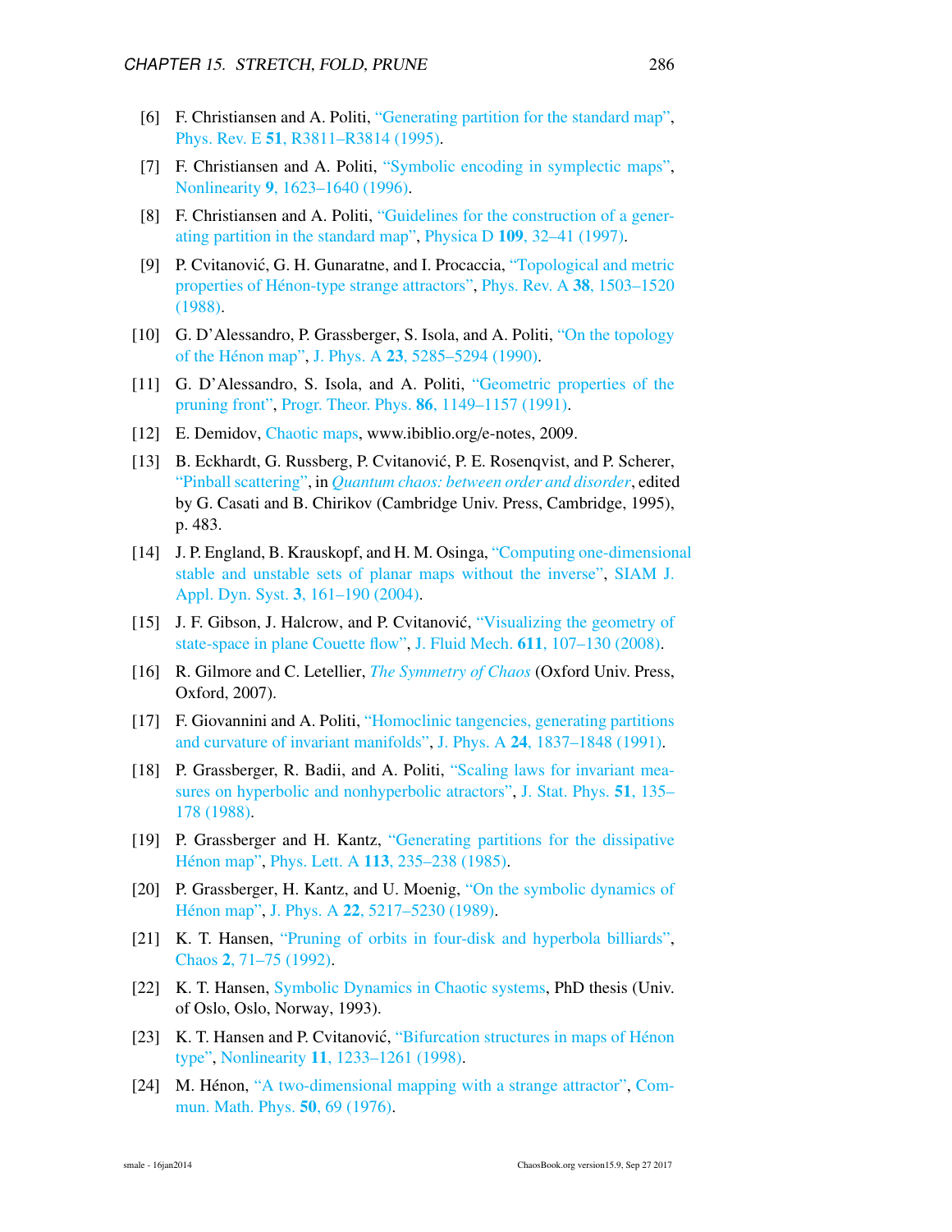[6] F. Christiansen and A. Politi, "Generating partition for the standard map", Phys. Rev. E **51**, R3811–R3814 (1995).

[7] F. Christiansen and A. Politi, "Symbolic encoding in symplectic maps", Nonlinearity **9**, 1623–1640 (1996).

[8] F. Christiansen and A. Politi, "Guidelines for the construction of a generating partition in the standard map", Physica D **109**, 32–41 (1997).

[9] P. Cvitanović, G. H. Gunaratne, and I. Procaccia, "Topological and metric properties of Hénon-type strange attractors", Phys. Rev. A **38**, 1503–1520 (1988).

[10] G. D'Alessandro, P. Grassberger, S. Isola, and A. Politi, "On the topology of the Hénon map", J. Phys. A **23**, 5285–5294 (1990).

[11] G. D'Alessandro, S. Isola, and A. Politi, "Geometric properties of the pruning front", Progr. Theor. Phys. **86**, 1149–1157 (1991).

[12] E. Demidov, Chaotic maps, www.ibiblio.org/e-notes, 2009.

[13] B. Eckhardt, G. Russberg, P. Cvitanović, P. E. Rosenqvist, and P. Scherer, "Pinball scattering", in *Quantum chaos: between order and disorder*, edited by G. Casati and B. Chirikov (Cambridge Univ. Press, Cambridge, 1995), p. 483.

[14] J. P. England, B. Krauskopf, and H. M. Osinga, "Computing one-dimensional stable and unstable sets of planar maps without the inverse", SIAM J. Appl. Dyn. Syst. **3**, 161–190 (2004).

[15] J. F. Gibson, J. Halcrow, and P. Cvitanović, "Visualizing the geometry of state-space in plane Couette flow", J. Fluid Mech. **611**, 107–130 (2008).

[16] R. Gilmore and C. Letellier, *The Symmetry of Chaos* (Oxford Univ. Press, Oxford, 2007).

[17] F. Giovannini and A. Politi, "Homoclinic tangencies, generating partitions and curvature of invariant manifolds", J. Phys. A **24**, 1837–1848 (1991).

[18] P. Grassberger, R. Badii, and A. Politi, "Scaling laws for invariant measures on hyperbolic and nonhyperbolic atractors", J. Stat. Phys. **51**, 135–178 (1988).

[19] P. Grassberger and H. Kantz, "Generating partitions for the dissipative Hénon map", Phys. Lett. A **113**, 235–238 (1985).

[20] P. Grassberger, H. Kantz, and U. Moenig, "On the symbolic dynamics of Hénon map", J. Phys. A **22**, 5217–5230 (1989).

[21] K. T. Hansen, "Pruning of orbits in four-disk and hyperbola billiards", Chaos **2**, 71–75 (1992).

[22] K. T. Hansen, Symbolic Dynamics in Chaotic systems, PhD thesis (Univ. of Oslo, Oslo, Norway, 1993).

[23] K. T. Hansen and P. Cvitanović, "Bifurcation structures in maps of Hénon type", Nonlinearity **11**, 1233–1261 (1998).

[24] M. Hénon, "A two-dimensional mapping with a strange attractor", Commun. Math. Phys. **50**, 69 (1976).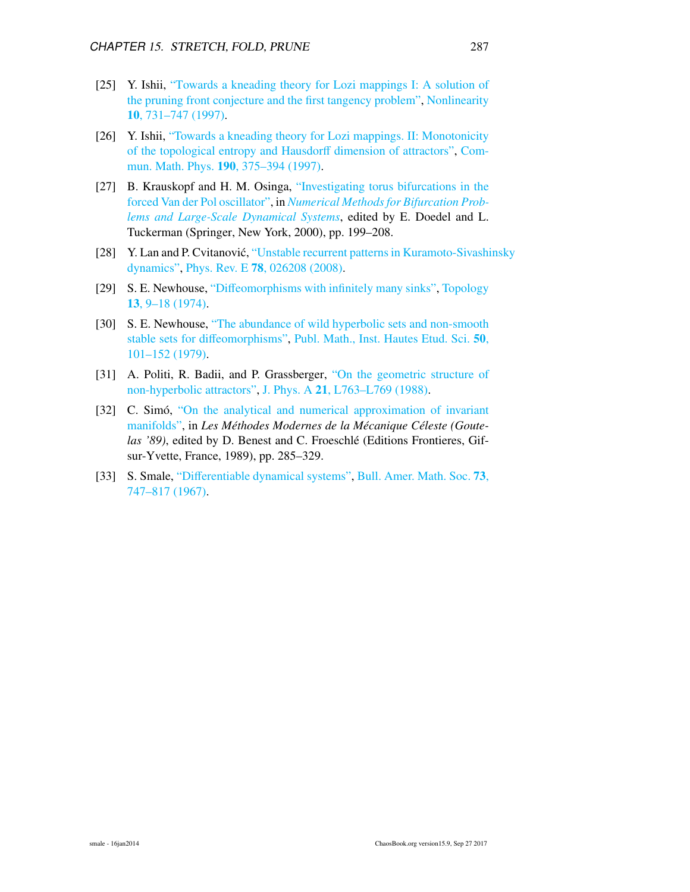[25] Y. Ishii, "Towards a kneading theory for Lozi mappings I: A solution of the pruning front conjecture and the first tangency problem", Nonlinearity **10**, 731–747 (1997).

[26] Y. Ishii, "Towards a kneading theory for Lozi mappings. II: Monotonicity of the topological entropy and Hausdorff dimension of attractors", Commun. Math. Phys. **190**, 375–394 (1997).

[27] B. Krauskopf and H. M. Osinga, "Investigating torus bifurcations in the forced Van der Pol oscillator", in *Numerical Methods for Bifurcation Problems and Large-Scale Dynamical Systems*, edited by E. Doedel and L. Tuckerman (Springer, New York, 2000), pp. 199–208.

[28] Y. Lan and P. Cvitanović, "Unstable recurrent patterns in Kuramoto-Sivashinsky dynamics", Phys. Rev. E **78**, 026208 (2008).

[29] S. E. Newhouse, "Diffeomorphisms with infinitely many sinks", Topology **13**, 9–18 (1974).

[30] S. E. Newhouse, "The abundance of wild hyperbolic sets and non-smooth stable sets for diffeomorphisms", Publ. Math., Inst. Hautes Etud. Sci. **50**, 101–152 (1979).

[31] A. Politi, R. Badii, and P. Grassberger, "On the geometric structure of non-hyperbolic attractors", J. Phys. A **21**, L763–L769 (1988).

[32] C. Simó, "On the analytical and numerical approximation of invariant manifolds", in *Les Méthodes Modernes de la Mécanique Céleste (Goutelas '89)*, edited by D. Benest and C. Froeschlé (Editions Frontieres, Gif-sur-Yvette, France, 1989), pp. 285–329.

[33] S. Smale, "Differentiable dynamical systems", Bull. Amer. Math. Soc. **73**, 747–817 (1967).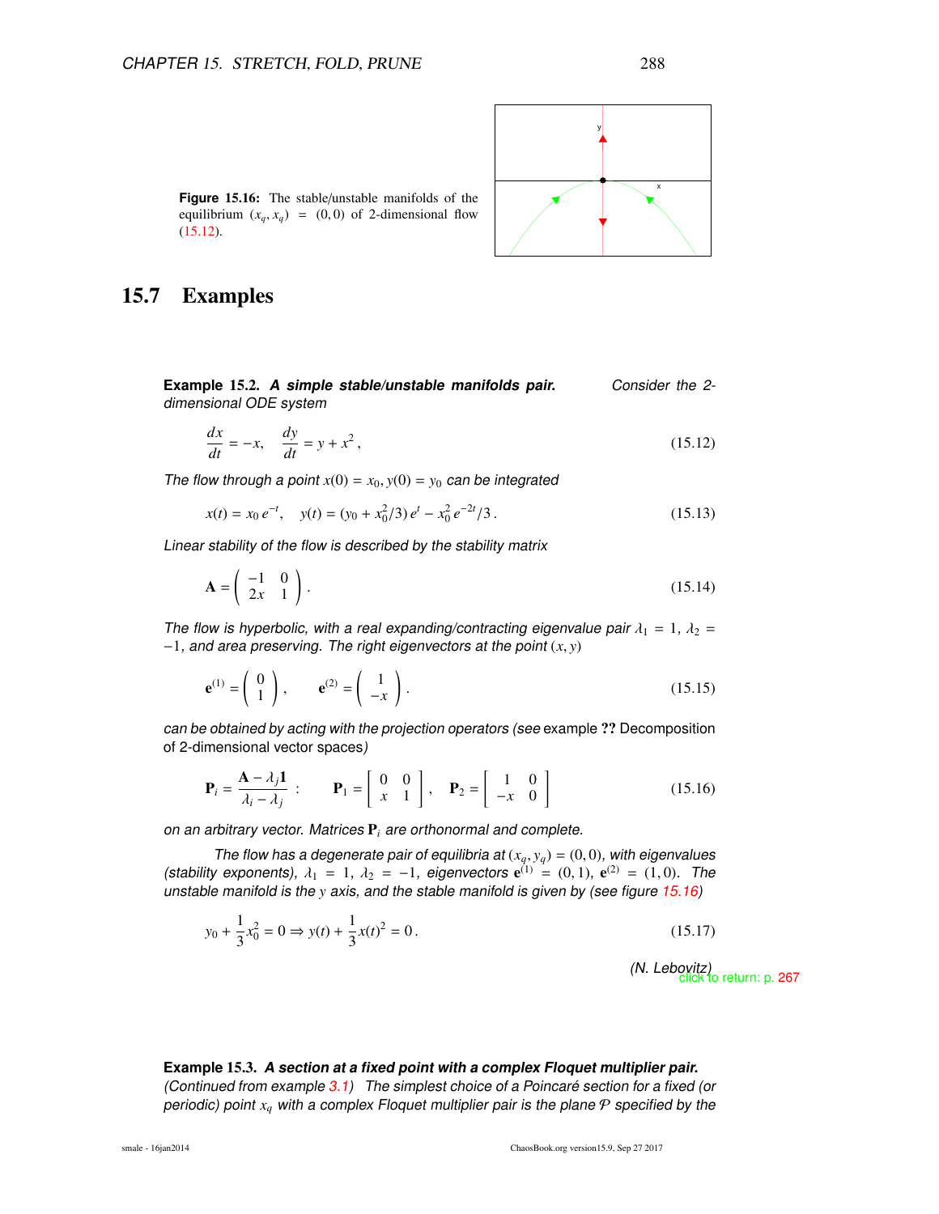**Figure 15.16:** The stable/unstable manifolds of the equilibrium $(x_q, x_q) = (0,0)$ of 2-dimensional flow (15.12).

## 15.7 Examples

**Example 15.2.** ***A simple stable/unstable manifolds pair.*** *Consider the 2-dimensional ODE system*

$$\frac{dx}{dt} = -x, \quad \frac{dy}{dt} = y + x^2, \tag{15.12}$$

*The flow through a point $x(0) = x_0, y(0) = y_0$ can be integrated*

$$x(t) = x_0\, e^{-t}, \quad y(t) = (y_0 + x_0^2/3)\, e^{t} - x_0^2\, e^{-2t}/3\,. \tag{15.13}$$

*Linear stability of the flow is described by the stability matrix*

$$\mathbf{A} = \begin{pmatrix} -1 & 0 \\ 2x & 1 \end{pmatrix}. \tag{15.14}$$

*The flow is hyperbolic, with a real expanding/contracting eigenvalue pair $\lambda_1 = 1$, $\lambda_2 = -1$, and area preserving. The right eigenvectors at the point $(x, y)$*

$$\mathbf{e}^{(1)} = \begin{pmatrix} 0 \\ 1 \end{pmatrix}, \qquad \mathbf{e}^{(2)} = \begin{pmatrix} 1 \\ -x \end{pmatrix}. \tag{15.15}$$

*can be obtained by acting with the projection operators (see* example **??** Decomposition of 2-dimensional vector spaces*)*

$$\mathbf{P}_i = \frac{\mathbf{A} - \lambda_j \mathbf{1}}{\lambda_i - \lambda_j} \; : \qquad \mathbf{P}_1 = \begin{bmatrix} 0 & 0 \\ x & 1 \end{bmatrix}, \quad \mathbf{P}_2 = \begin{bmatrix} 1 & 0 \\ -x & 0 \end{bmatrix} \tag{15.16}$$

*on an arbitrary vector. Matrices $\mathbf{P}_i$ are orthonormal and complete.*

*The flow has a degenerate pair of equilibria at $(x_q, y_q) = (0,0)$, with eigenvalues (stability exponents), $\lambda_1 = 1$, $\lambda_2 = -1$, eigenvectors $\mathbf{e}^{(1)} = (0,1)$, $\mathbf{e}^{(2)} = (1,0)$. The unstable manifold is the $y$ axis, and the stable manifold is given by (see figure 15.16)*

$$y_0 + \frac{1}{3}x_0^2 = 0 \Rightarrow y(t) + \frac{1}{3}x(t)^2 = 0\,. \tag{15.17}$$

*(N. Lebovitz)* click to return: p. 267

**Example 15.3.** ***A section at a fixed point with a complex Floquet multiplier pair.*** *(Continued from example 3.1) The simplest choice of a Poincaré section for a fixed (or periodic) point $x_q$ with a complex Floquet multiplier pair is the plane $\mathcal{P}$ specified by the*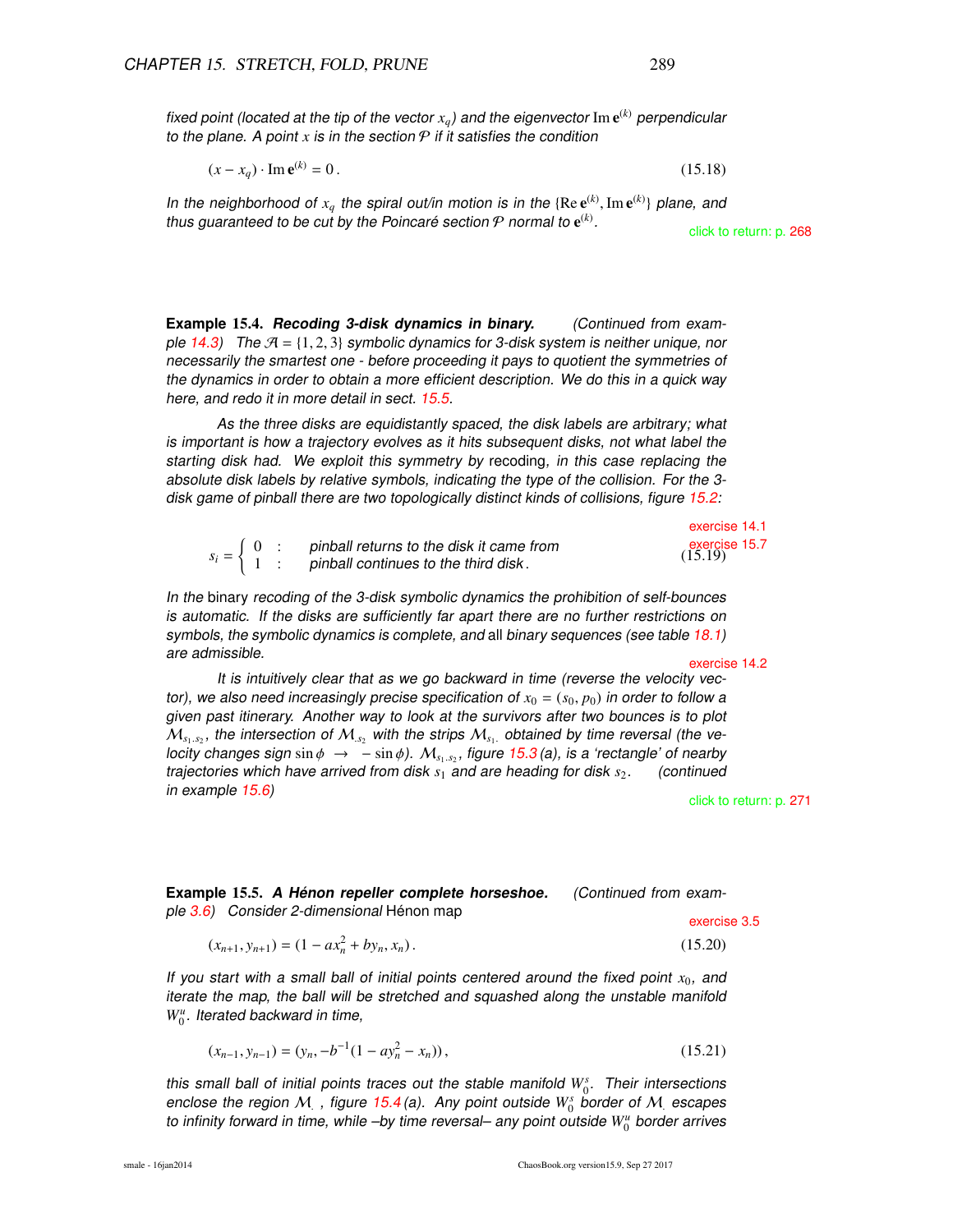*fixed point (located at the tip of the vector $x_q$) and the eigenvector $\mathrm{Im}\,\mathbf{e}^{(k)}$ perpendicular to the plane. A point $x$ is in the section $\mathcal{P}$ if it satisfies the condition*

$$(x - x_q) \cdot \mathrm{Im}\,\mathbf{e}^{(k)} = 0\,. \tag{15.18}$$

*In the neighborhood of $x_q$ the spiral out/in motion is in the $\{\mathrm{Re}\,\mathbf{e}^{(k)}, \mathrm{Im}\,\mathbf{e}^{(k)}\}$ plane, and thus guaranteed to be cut by the Poincaré section $\mathcal{P}$ normal to $\mathbf{e}^{(k)}$.*

click to return: p. 268

**Example 15.4.** ***Recoding 3-disk dynamics in binary.*** *(Continued from example 14.3) The $\mathcal{A} = \{1, 2, 3\}$ symbolic dynamics for 3-disk system is neither unique, nor necessarily the smartest one - before proceeding it pays to quotient the symmetries of the dynamics in order to obtain a more efficient description. We do this in a quick way here, and redo it in more detail in sect. 15.5.*

*As the three disks are equidistantly spaced, the disk labels are arbitrary; what is important is how a trajectory evolves as it hits subsequent disks, not what label the starting disk had. We exploit this symmetry by* recoding*, in this case replacing the absolute disk labels by relative symbols, indicating the type of the collision. For the 3-disk game of pinball there are two topologically distinct kinds of collisions, figure 15.2:*

exercise 14.1
exercise 15.7

$$s_i = \begin{cases} 0 & : \quad \text{pinball returns to the disk it came from} \\ 1 & : \quad \text{pinball continues to the third disk}\,. \end{cases} \tag{15.19}$$

*In the* binary *recoding of the 3-disk symbolic dynamics the prohibition of self-bounces is automatic. If the disks are sufficiently far apart there are no further restrictions on symbols, the symbolic dynamics is complete, and* all *binary sequences (see table 18.1) are admissible.*

exercise 14.2

*It is intuitively clear that as we go backward in time (reverse the velocity vector), we also need increasingly precise specification of $x_0 = (s_0, p_0)$ in order to follow a given past itinerary. Another way to look at the survivors after two bounces is to plot $\mathcal{M}_{s_1.s_2}$, the intersection of $\mathcal{M}_{.s_2}$ with the strips $\mathcal{M}_{s_1.}$ obtained by time reversal (the velocity changes sign $\sin\phi \to -\sin\phi$). $\mathcal{M}_{s_1.s_2}$, figure 15.3 (a), is a 'rectangle' of nearby trajectories which have arrived from disk $s_1$ and are heading for disk $s_2$. (continued in example 15.6)*

click to return: p. 271

**Example 15.5.** ***A Hénon repeller complete horseshoe.*** *(Continued from example 3.6) Consider 2-dimensional* Hénon map

exercise 3.5

$$(x_{n+1}, y_{n+1}) = (1 - a x_n^2 + b y_n, x_n)\,. \tag{15.20}$$

*If you start with a small ball of initial points centered around the fixed point $x_0$, and iterate the map, the ball will be stretched and squashed along the unstable manifold $W_0^u$. Iterated backward in time,*

$$(x_{n-1}, y_{n-1}) = (y_n, -b^{-1}(1 - a y_n^2 - x_n))\,, \tag{15.21}$$

*this small ball of initial points traces out the stable manifold $W_0^s$. Their intersections enclose the region $\mathcal{M}_.$ , figure 15.4 (a). Any point outside $W_0^s$ border of $\mathcal{M}_.$ escapes to infinity forward in time, while –by time reversal– any point outside $W_0^u$ border arrives*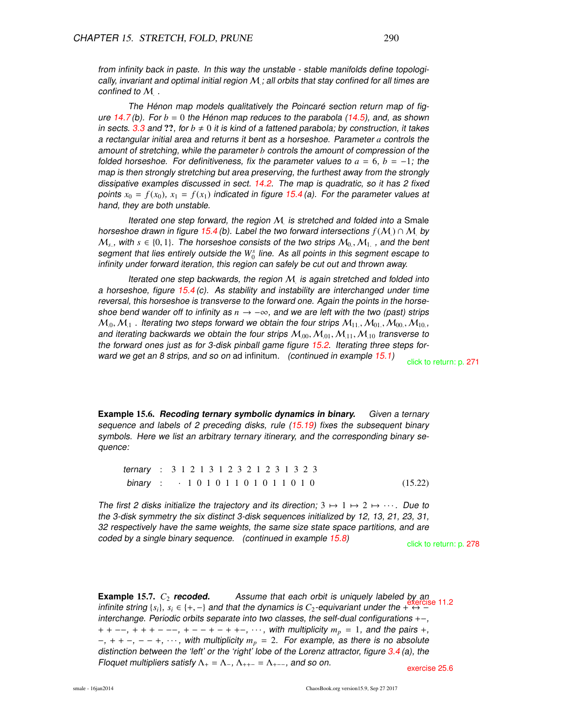*from infinity back in paste. In this way the unstable - stable manifolds define topologically, invariant and optimal initial region $\mathcal{M}_.$; all orbits that stay confined for all times are confined to $\mathcal{M}_.$ .*

*The Hénon map models qualitatively the Poincaré section return map of figure 14.7 (b). For $b = 0$ the Hénon map reduces to the parabola (14.5), and, as shown in sects. 3.3 and ??, for $b \neq 0$ it is kind of a fattened parabola; by construction, it takes a rectangular initial area and returns it bent as a horseshoe. Parameter $a$ controls the amount of stretching, while the parameter $b$ controls the amount of compression of the folded horseshoe. For definitiveness, fix the parameter values to $a = 6$, $b = -1$; the map is then strongly stretching but area preserving, the furthest away from the strongly dissipative examples discussed in sect. 14.2. The map is quadratic, so it has 2 fixed points $x_0 = f(x_0)$, $x_1 = f(x_1)$ indicated in figure 15.4 (a). For the parameter values at hand, they are both unstable.*

*Iterated one step forward, the region $\mathcal{M}_.$ is stretched and folded into a* Smale *horseshoe drawn in figure 15.4 (b). Label the two forward intersections $f(\mathcal{M}_.) \cap \mathcal{M}_.$ by $\mathcal{M}_{s.}$, with $s \in \{0, 1\}$. The horseshoe consists of the two strips $\mathcal{M}_{0.}, \mathcal{M}_{1.}$ , and the bent segment that lies entirely outside the $W_0^s$ line. As all points in this segment escape to infinity under forward iteration, this region can safely be cut out and thrown away.*

*Iterated one step backwards, the region $\mathcal{M}_.$ is again stretched and folded into a horseshoe, figure 15.4 (c). As stability and instability are interchanged under time reversal, this horseshoe is transverse to the forward one. Again the points in the horseshoe bend wander off to infinity as $n \to -\infty$, and we are left with the two (past) strips $\mathcal{M}_{.0}, \mathcal{M}_{.1}$ . Iterating two steps forward we obtain the four strips $\mathcal{M}_{11.}, \mathcal{M}_{01.}, \mathcal{M}_{00.}, \mathcal{M}_{10.}$, and iterating backwards we obtain the four strips $\mathcal{M}_{.00}, \mathcal{M}_{.01}, \mathcal{M}_{.11}, \mathcal{M}_{.10}$ transverse to the forward ones just as for 3-disk pinball game figure 15.2. Iterating three steps forward we get an 8 strips, and so on* ad infinitum. *(continued in example 15.1)*

click to return: p. 271

**Example 15.6.** ***Recoding ternary symbolic dynamics in binary.*** *Given a ternary sequence and labels of 2 preceding disks, rule (15.19) fixes the subsequent binary symbols. Here we list an arbitrary ternary itinerary, and the corresponding binary sequence:*

$$
\begin{array}{lcl}
\textit{ternary} & : & 3\ 1\ 2\ 1\ 3\ 1\ 2\ 3\ 2\ 1\ 2\ 3\ 1\ 3\ 2\ 3 \\
\textit{binary} & : & \ \ \cdot\ 1\ 0\ 1\ 0\ 1\ 1\ 0\ 1\ 0\ 1\ 1\ 0\ 1\ 0
\end{array}
\qquad (15.22)
$$

*The first 2 disks initialize the trajectory and its direction; $3 \mapsto 1 \mapsto 2 \mapsto \cdots$. Due to the 3-disk symmetry the six distinct 3-disk sequences initialized by 12, 13, 21, 23, 31, 32 respectively have the same weights, the same size state space partitions, and are coded by a single binary sequence. (continued in example 15.8)*

click to return: p. 278

**Example 15.7.** **$C_2$ *recoded.*** *Assume that each orbit is uniquely labeled by an infinite string $\{s_i\}$, $s_i \in \{+, -\}$ and that the dynamics is $C_2$-equivariant under the $+ \leftrightarrow -$ interchange. Periodic orbits separate into two classes, the self-dual configurations $+-$, $++--$, $+++---$, $+--+-++-$, $\cdots$, with multiplicity $m_p = 1$, and the pairs $+$, $-$, $++-$, $--+$, $\cdots$, with multiplicity $m_p = 2$. For example, as there is no absolute distinction between the 'left' or the 'right' lobe of the Lorenz attractor, figure 3.4 (a), the Floquet multipliers satisfy $\Lambda_+ = \Lambda_-$, $\Lambda_{++-} = \Lambda_{+--}$, and so on.*

exercise 11.2

exercise 25.6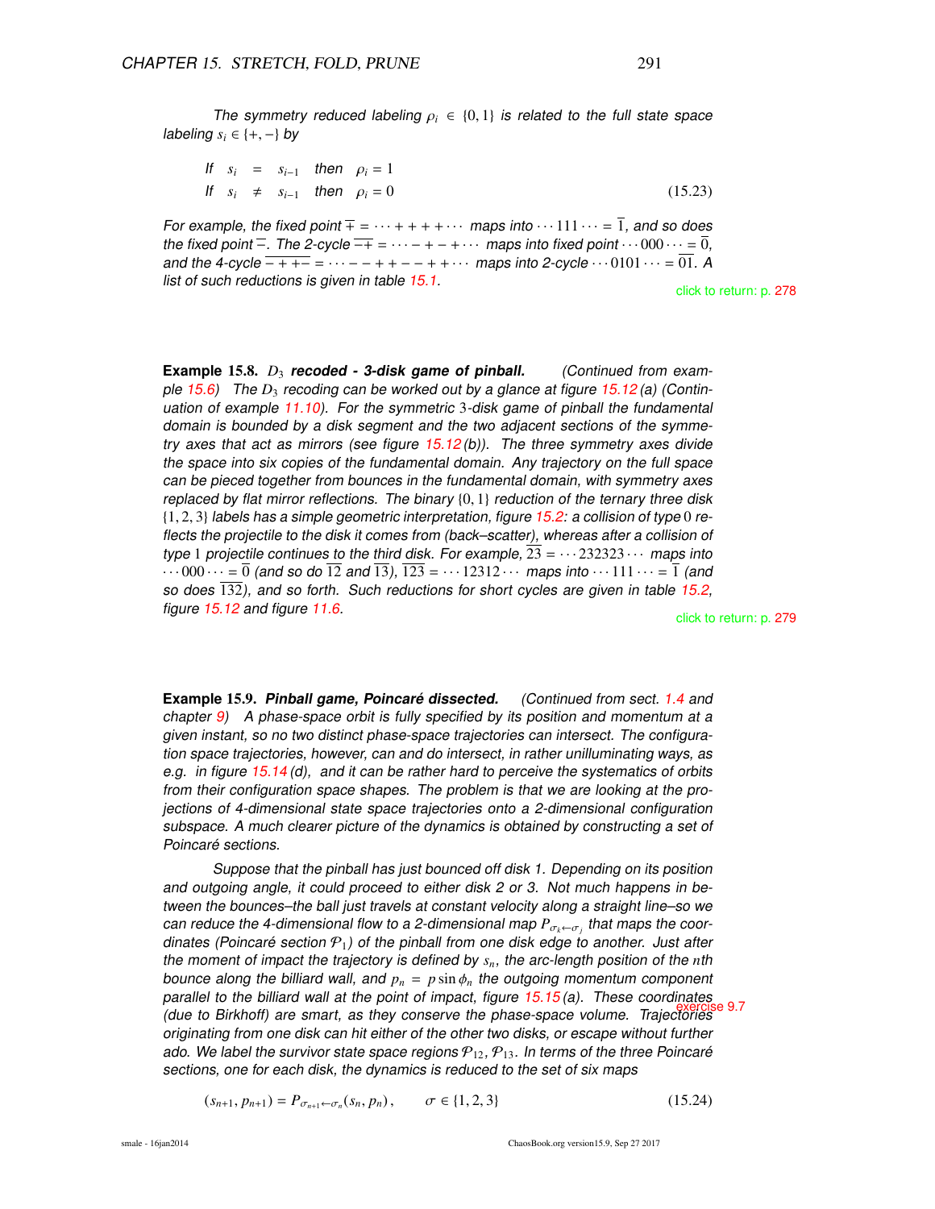*The symmetry reduced labeling $\rho_i \in \{0,1\}$ is related to the full state space labeling $s_i \in \{+,-\}$ by*

$$
\begin{array}{llll}
\text{If} & s_i = s_{i-1} & \text{then} & \rho_i = 1 \\
\text{If} & s_i \neq s_{i-1} & \text{then} & \rho_i = 0
\end{array}
\tag{15.23}
$$

*For example, the fixed point $\overline{+} = \cdots++++\cdots$ maps into $\cdots111\cdots = \overline{1}$, and so does the fixed point $\overline{-}$. The 2-cycle $\overline{-+} = \cdots-+-+\cdots$ maps into fixed point $\cdots000\cdots = \overline{0}$, and the 4-cycle $\overline{-++-} = \cdots--++--++\cdots$ maps into 2-cycle $\cdots0101\cdots = \overline{01}$. A list of such reductions is given in table 15.1.*

click to return: p. 278

**Example 15.8.** ***$D_3$ recoded - 3-disk game of pinball.*** *(Continued from example 15.6) The $D_3$ recoding can be worked out by a glance at figure 15.12 (a) (Continuation of example 11.10). For the symmetric 3-disk game of pinball the fundamental domain is bounded by a disk segment and the two adjacent sections of the symmetry axes that act as mirrors (see figure 15.12 (b)). The three symmetry axes divide the space into six copies of the fundamental domain. Any trajectory on the full space can be pieced together from bounces in the fundamental domain, with symmetry axes replaced by flat mirror reflections. The binary $\{0,1\}$ reduction of the ternary three disk $\{1,2,3\}$ labels has a simple geometric interpretation, figure 15.2: a collision of type 0 reflects the projectile to the disk it comes from (back–scatter), whereas after a collision of type 1 projectile continues to the third disk. For example, $\overline{23} = \cdots232323\cdots$ maps into $\cdots000\cdots = \overline{0}$ (and so do $\overline{12}$ and $\overline{13}$), $\overline{123} = \cdots12312\cdots$ maps into $\cdots111\cdots = \overline{1}$ (and so does $\overline{132}$), and so forth. Such reductions for short cycles are given in table 15.2, figure 15.12 and figure 11.6.*

click to return: p. 279

**Example 15.9.** ***Pinball game, Poincaré dissected.*** *(Continued from sect. 1.4 and chapter 9) A phase-space orbit is fully specified by its position and momentum at a given instant, so no two distinct phase-space trajectories can intersect. The configuration space trajectories, however, can and do intersect, in rather unilluminating ways, as e.g. in figure 15.14 (d), and it can be rather hard to perceive the systematics of orbits from their configuration space shapes. The problem is that we are looking at the projections of 4-dimensional state space trajectories onto a 2-dimensional configuration subspace. A much clearer picture of the dynamics is obtained by constructing a set of Poincaré sections.*

*Suppose that the pinball has just bounced off disk 1. Depending on its position and outgoing angle, it could proceed to either disk 2 or 3. Not much happens in between the bounces–the ball just travels at constant velocity along a straight line–so we can reduce the 4-dimensional flow to a 2-dimensional map $P_{\sigma_k \leftarrow \sigma_j}$ that maps the coordinates (Poincaré section $\mathcal{P}_1$) of the pinball from one disk edge to another. Just after the moment of impact the trajectory is defined by $s_n$, the arc-length position of the $n$th bounce along the billiard wall, and $p_n = p \sin\phi_n$ the outgoing momentum component parallel to the billiard wall at the point of impact, figure 15.15 (a). These coordinates (due to Birkhoff) are smart, as they conserve the phase-space volume. Trajectories originating from one disk can hit either of the other two disks, or escape without further ado. We label the survivor state space regions $\mathcal{P}_{12}$, $\mathcal{P}_{13}$. In terms of the three Poincaré sections, one for each disk, the dynamics is reduced to the set of six maps*

exercise 9.7

$$
(s_{n+1}, p_{n+1}) = P_{\sigma_{n+1} \leftarrow \sigma_n}(s_n, p_n)\,, \qquad \sigma \in \{1,2,3\}
\tag{15.24}
$$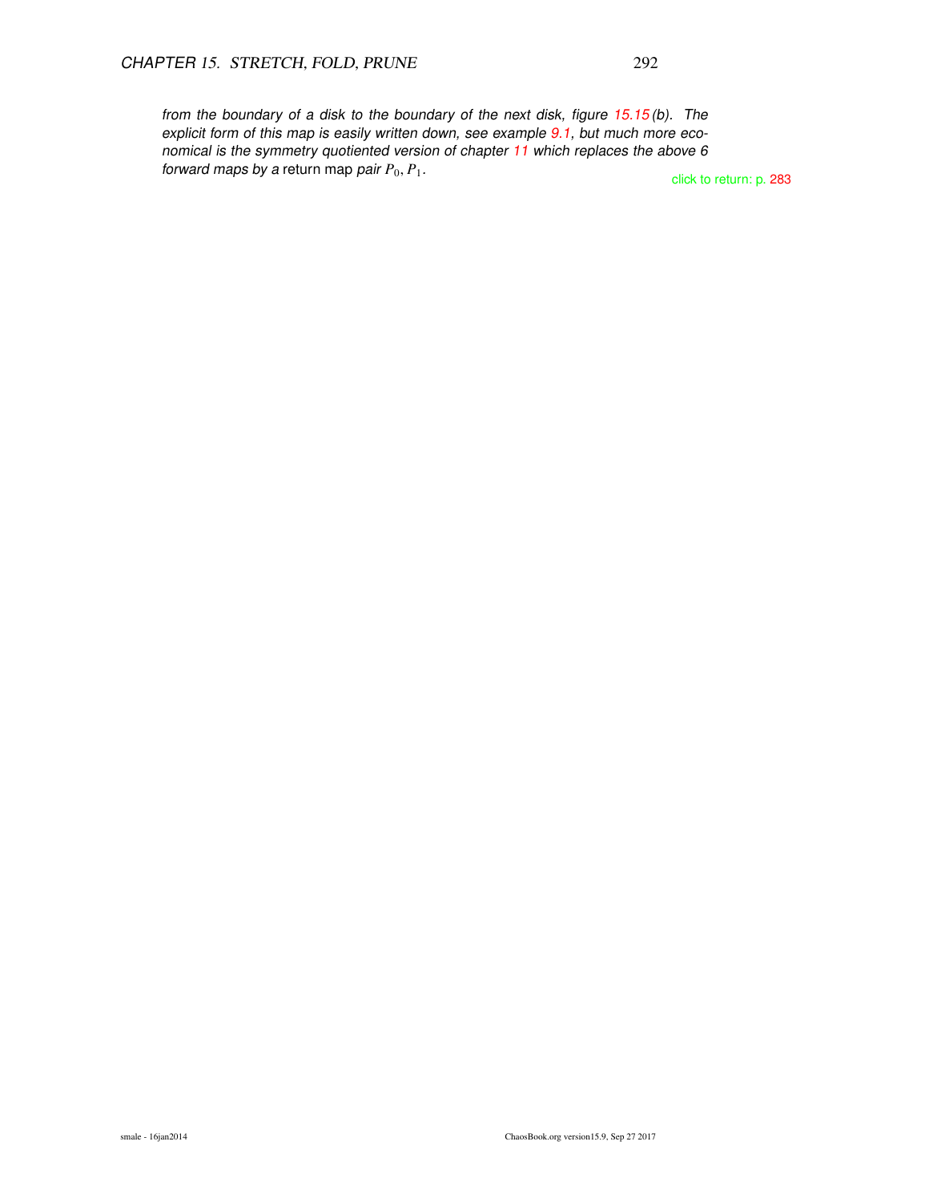*from the boundary of a disk to the boundary of the next disk, figure 15.15 (b). The explicit form of this map is easily written down, see example 9.1, but much more economical is the symmetry quotiented version of chapter 11 which replaces the above 6 forward maps by a* return map *pair* $P_0, P_1$.

click to return: p. 283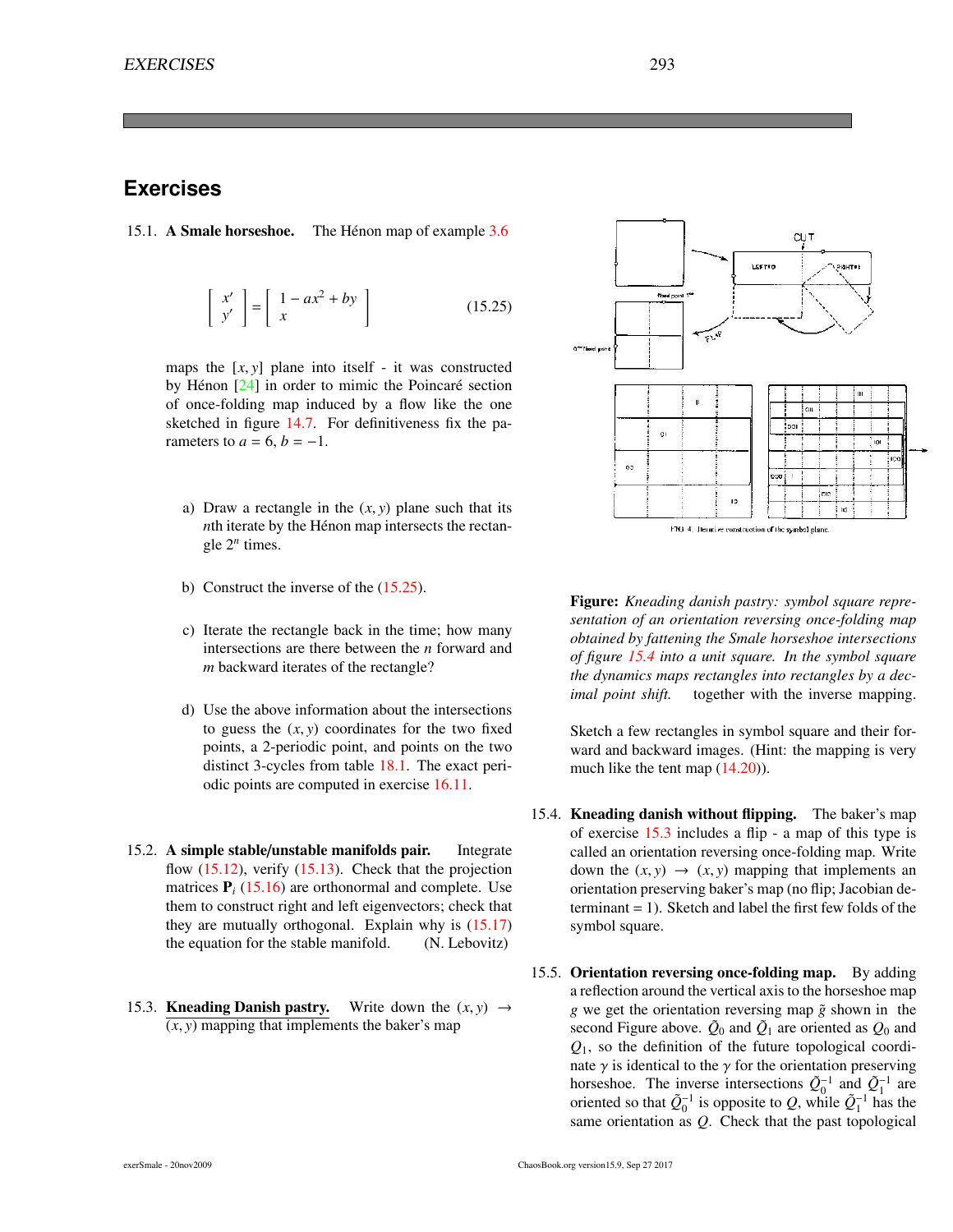## Exercises

15.1. **A Smale horseshoe.** The Hénon map of example 3.6

$$\begin{bmatrix} x' \\ y' \end{bmatrix} = \begin{bmatrix} 1 - ax^2 + by \\ x \end{bmatrix} \tag{15.25}$$

maps the $[x, y]$ plane into itself - it was constructed by Hénon [24] in order to mimic the Poincaré section of once-folding map induced by a flow like the one sketched in figure 14.7. For definitiveness fix the parameters to $a = 6$, $b = -1$.

a) Draw a rectangle in the $(x, y)$ plane such that its $n$th iterate by the Hénon map intersects the rectangle $2^n$ times.

b) Construct the inverse of the (15.25).

c) Iterate the rectangle back in the time; how many intersections are there between the $n$ forward and $m$ backward iterates of the rectangle?

d) Use the above information about the intersections to guess the $(x, y)$ coordinates for the two fixed points, a 2-periodic point, and points on the two distinct 3-cycles from table 18.1. The exact periodic points are computed in exercise 16.11.

15.2. **A simple stable/unstable manifolds pair.** Integrate flow (15.12), verify (15.13). Check that the projection matrices $\mathbf{P}_i$ (15.16) are orthonormal and complete. Use them to construct right and left eigenvectors; check that they are mutually orthogonal. Explain why is (15.17) the equation for the stable manifold. (N. Lebovitz)

15.3. **Kneading Danish pastry.** Write down the $(x, y) \to (x, y)$ mapping that implements the baker's map

**Figure:** *Kneading danish pastry: symbol square representation of an orientation reversing once-folding map obtained by fattening the Smale horseshoe intersections of figure 15.4 into a unit square. In the symbol square the dynamics maps rectangles into rectangles by a decimal point shift.* together with the inverse mapping.

Sketch a few rectangles in symbol square and their forward and backward images. (Hint: the mapping is very much like the tent map (14.20)).

15.4. **Kneading danish without flipping.** The baker's map of exercise 15.3 includes a flip - a map of this type is called an orientation reversing once-folding map. Write down the $(x, y) \to (x, y)$ mapping that implements an orientation preserving baker's map (no flip; Jacobian determinant = 1). Sketch and label the first few folds of the symbol square.

15.5. **Orientation reversing once-folding map.** By adding a reflection around the vertical axis to the horseshoe map $g$ we get the orientation reversing map $\tilde{g}$ shown in the second Figure above. $\tilde{Q}_0$ and $\tilde{Q}_1$ are oriented as $Q_0$ and $Q_1$, so the definition of the future topological coordinate $\gamma$ is identical to the $\gamma$ for the orientation preserving horseshoe. The inverse intersections $\tilde{Q}_0^{-1}$ and $\tilde{Q}_1^{-1}$ are oriented so that $\tilde{Q}_0^{-1}$ is opposite to $Q$, while $\tilde{Q}_1^{-1}$ has the same orientation as $Q$. Check that the past topological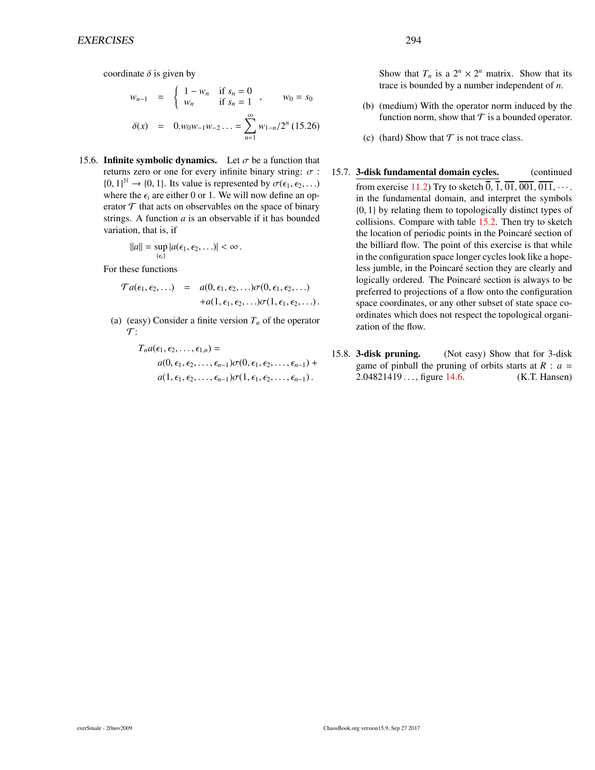coordinate $\delta$ is given by

$$w_{n-1} = \begin{cases} 1 - w_n & \text{if } s_n = 0 \\ w_n & \text{if } s_n = 1 \end{cases}, \qquad w_0 = s_0$$

$$\delta(x) = 0.w_0 w_{-1} w_{-2} \ldots = \sum_{n=1}^{\infty} w_{1-n}/2^n \quad (15.26)$$

15.6. **Infinite symbolic dynamics.** Let $\sigma$ be a function that returns zero or one for every infinite binary string: $\sigma : \{0,1\}^{\mathbb{N}} \to \{0,1\}$. Its value is represented by $\sigma(\epsilon_1, \epsilon_2, \ldots)$ where the $\epsilon_i$ are either 0 or 1. We will now define an operator $\mathcal{T}$ that acts on observables on the space of binary strings. A function $a$ is an observable if it has bounded variation, that is, if

$$\|a\| = \sup_{\{\epsilon_i\}} |a(\epsilon_1, \epsilon_2, \ldots)| < \infty .$$

For these functions

$$\begin{aligned} \mathcal{T} a(\epsilon_1, \epsilon_2, \ldots) &= a(0, \epsilon_1, \epsilon_2, \ldots)\sigma(0, \epsilon_1, \epsilon_2, \ldots) \\ &\quad + a(1, \epsilon_1, \epsilon_2, \ldots)\sigma(1, \epsilon_1, \epsilon_2, \ldots) . \end{aligned}$$

(a) (easy) Consider a finite version $T_n$ of the operator $\mathcal{T}$:

$$\begin{aligned} T_n a(\epsilon_1, \epsilon_2, \ldots, \epsilon_{1,n}) &= \\ & a(0, \epsilon_1, \epsilon_2, \ldots, \epsilon_{n-1})\sigma(0, \epsilon_1, \epsilon_2, \ldots, \epsilon_{n-1}) + \\ & a(1, \epsilon_1, \epsilon_2, \ldots, \epsilon_{n-1})\sigma(1, \epsilon_1, \epsilon_2, \ldots, \epsilon_{n-1}) . \end{aligned}$$

Show that $T_n$ is a $2^n \times 2^n$ matrix. Show that its trace is bounded by a number independent of $n$.

(b) (medium) With the operator norm induced by the function norm, show that $\mathcal{T}$ is a bounded operator.

(c) (hard) Show that $\mathcal{T}$ is not trace class.

15.7. **3-disk fundamental domain cycles.** (continued from exercise 11.2) Try to sketch $\overline{0}$, $\overline{1}$, $\overline{01}$, $\overline{001}$, $\overline{011}$, $\cdots$. in the fundamental domain, and interpret the symbols $\{0, 1\}$ by relating them to topologically distinct types of collisions. Compare with table 15.2. Then try to sketch the location of periodic points in the Poincaré section of the billiard flow. The point of this exercise is that while in the configuration space longer cycles look like a hopeless jumble, in the Poincaré section they are clearly and logically ordered. The Poincaré section is always to be preferred to projections of a flow onto the configuration space coordinates, or any other subset of state space coordinates which does not respect the topological organization of the flow.

15.8. **3-disk pruning.** (Not easy) Show that for 3-disk game of pinball the pruning of orbits starts at $R : a = 2.04821419\ldots$, figure 14.6. (K.T. Hansen)